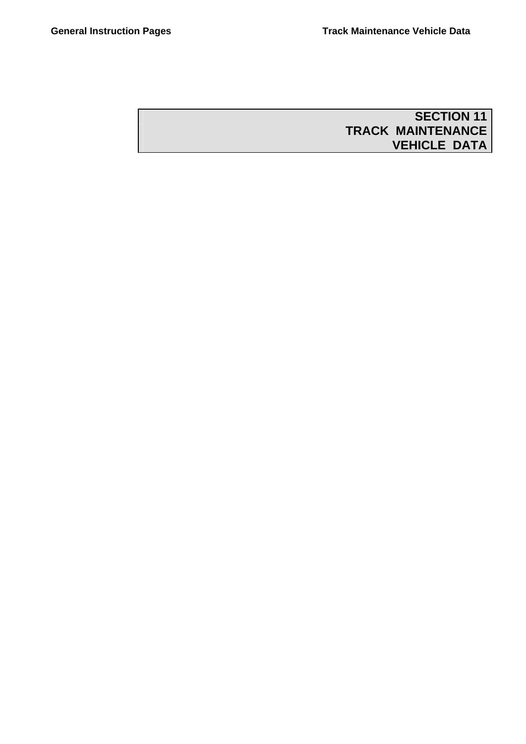# SECTION 11
# TRACK MAINTENANCE VEHICLE DATA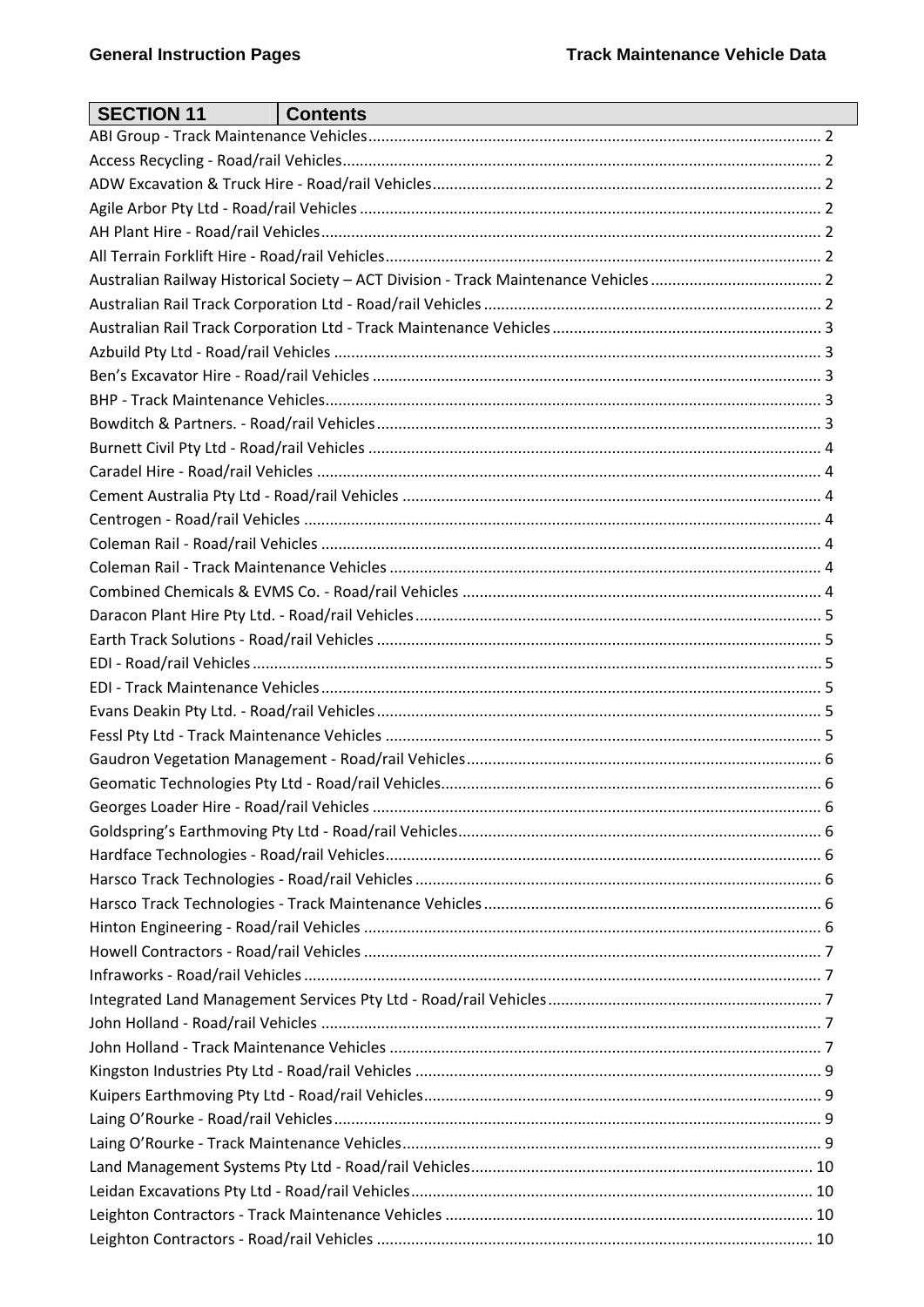| SECTION 11 | Contents |
|---|---|

ABI Group - Track Maintenance Vehicles ........ 2
Access Recycling - Road/rail Vehicles ........ 2
ADW Excavation & Truck Hire - Road/rail Vehicles ........ 2
Agile Arbor Pty Ltd - Road/rail Vehicles ........ 2
AH Plant Hire - Road/rail Vehicles ........ 2
All Terrain Forklift Hire - Road/rail Vehicles ........ 2
Australian Railway Historical Society – ACT Division - Track Maintenance Vehicles ........ 2
Australian Rail Track Corporation Ltd - Road/rail Vehicles ........ 2
Australian Rail Track Corporation Ltd - Track Maintenance Vehicles ........ 3
Azbuild Pty Ltd - Road/rail Vehicles ........ 3
Ben's Excavator Hire - Road/rail Vehicles ........ 3
BHP - Track Maintenance Vehicles ........ 3
Bowditch & Partners. - Road/rail Vehicles ........ 3
Burnett Civil Pty Ltd - Road/rail Vehicles ........ 4
Caradel Hire - Road/rail Vehicles ........ 4
Cement Australia Pty Ltd - Road/rail Vehicles ........ 4
Centrogen - Road/rail Vehicles ........ 4
Coleman Rail - Road/rail Vehicles ........ 4
Coleman Rail - Track Maintenance Vehicles ........ 4
Combined Chemicals & EVMS Co. - Road/rail Vehicles ........ 4
Daracon Plant Hire Pty Ltd. - Road/rail Vehicles ........ 5
Earth Track Solutions - Road/rail Vehicles ........ 5
EDI - Road/rail Vehicles ........ 5
EDI - Track Maintenance Vehicles ........ 5
Evans Deakin Pty Ltd. - Road/rail Vehicles ........ 5
Fessl Pty Ltd - Track Maintenance Vehicles ........ 5
Gaudron Vegetation Management - Road/rail Vehicles ........ 6
Geomatic Technologies Pty Ltd - Road/rail Vehicles ........ 6
Georges Loader Hire - Road/rail Vehicles ........ 6
Goldspring's Earthmoving Pty Ltd - Road/rail Vehicles ........ 6
Hardface Technologies - Road/rail Vehicles ........ 6
Harsco Track Technologies - Road/rail Vehicles ........ 6
Harsco Track Technologies - Track Maintenance Vehicles ........ 6
Hinton Engineering - Road/rail Vehicles ........ 6
Howell Contractors - Road/rail Vehicles ........ 7
Infraworks - Road/rail Vehicles ........ 7
Integrated Land Management Services Pty Ltd - Road/rail Vehicles ........ 7
John Holland - Road/rail Vehicles ........ 7
John Holland - Track Maintenance Vehicles ........ 7
Kingston Industries Pty Ltd - Road/rail Vehicles ........ 9
Kuipers Earthmoving Pty Ltd - Road/rail Vehicles ........ 9
Laing O'Rourke - Road/rail Vehicles ........ 9
Laing O'Rourke - Track Maintenance Vehicles ........ 9
Land Management Systems Pty Ltd - Road/rail Vehicles ........ 10
Leidan Excavations Pty Ltd - Road/rail Vehicles ........ 10
Leighton Contractors - Track Maintenance Vehicles ........ 10
Leighton Contractors - Road/rail Vehicles ........ 10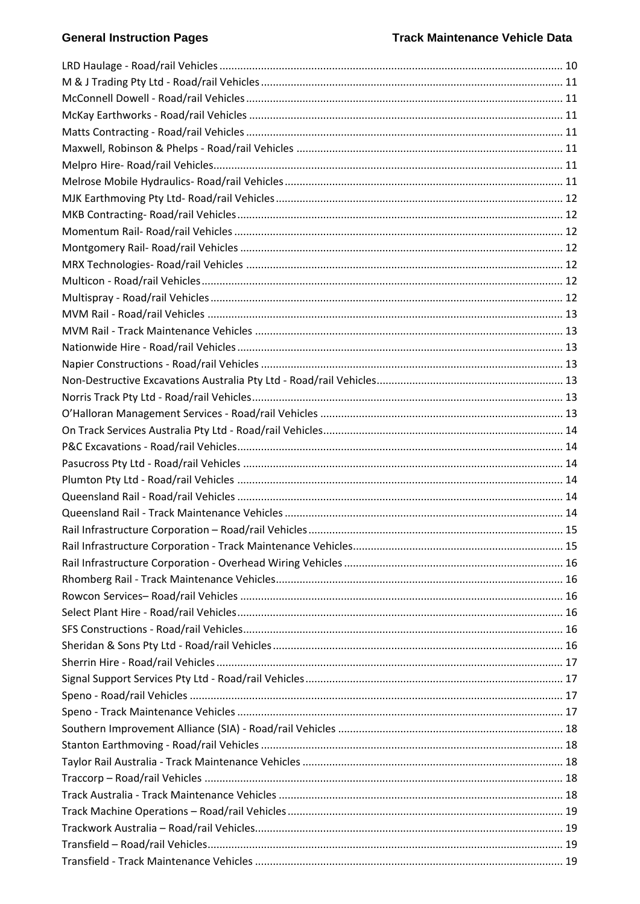LRD Haulage - Road/rail Vehicles ... 10
M & J Trading Pty Ltd - Road/rail Vehicles ... 11
McConnell Dowell - Road/rail Vehicles ... 11
McKay Earthworks - Road/rail Vehicles ... 11
Matts Contracting - Road/rail Vehicles ... 11
Maxwell, Robinson & Phelps - Road/rail Vehicles ... 11
Melpro Hire- Road/rail Vehicles ... 11
Melrose Mobile Hydraulics- Road/rail Vehicles ... 11
MJK Earthmoving Pty Ltd- Road/rail Vehicles ... 12
MKB Contracting- Road/rail Vehicles ... 12
Momentum Rail- Road/rail Vehicles ... 12
Montgomery Rail- Road/rail Vehicles ... 12
MRX Technologies- Road/rail Vehicles ... 12
Multicon - Road/rail Vehicles ... 12
Multispray - Road/rail Vehicles ... 12
MVM Rail - Road/rail Vehicles ... 13
MVM Rail - Track Maintenance Vehicles ... 13
Nationwide Hire - Road/rail Vehicles ... 13
Napier Constructions - Road/rail Vehicles ... 13
Non-Destructive Excavations Australia Pty Ltd - Road/rail Vehicles ... 13
Norris Track Pty Ltd - Road/rail Vehicles ... 13
O'Halloran Management Services - Road/rail Vehicles ... 13
On Track Services Australia Pty Ltd - Road/rail Vehicles ... 14
P&C Excavations - Road/rail Vehicles ... 14
Pasucross Pty Ltd - Road/rail Vehicles ... 14
Plumton Pty Ltd - Road/rail Vehicles ... 14
Queensland Rail - Road/rail Vehicles ... 14
Queensland Rail - Track Maintenance Vehicles ... 14
Rail Infrastructure Corporation – Road/rail Vehicles ... 15
Rail Infrastructure Corporation - Track Maintenance Vehicles ... 15
Rail Infrastructure Corporation - Overhead Wiring Vehicles ... 16
Rhomberg Rail - Track Maintenance Vehicles ... 16
Rowcon Services– Road/rail Vehicles ... 16
Select Plant Hire - Road/rail Vehicles ... 16
SFS Constructions - Road/rail Vehicles ... 16
Sheridan & Sons Pty Ltd - Road/rail Vehicles ... 16
Sherrin Hire - Road/rail Vehicles ... 17
Signal Support Services Pty Ltd - Road/rail Vehicles ... 17
Speno - Road/rail Vehicles ... 17
Speno - Track Maintenance Vehicles ... 17
Southern Improvement Alliance (SIA) - Road/rail Vehicles ... 18
Stanton Earthmoving - Road/rail Vehicles ... 18
Taylor Rail Australia - Track Maintenance Vehicles ... 18
Traccorp – Road/rail Vehicles ... 18
Track Australia - Track Maintenance Vehicles ... 18
Track Machine Operations – Road/rail Vehicles ... 19
Trackwork Australia – Road/rail Vehicles ... 19
Transfield – Road/rail Vehicles ... 19
Transfield - Track Maintenance Vehicles ... 19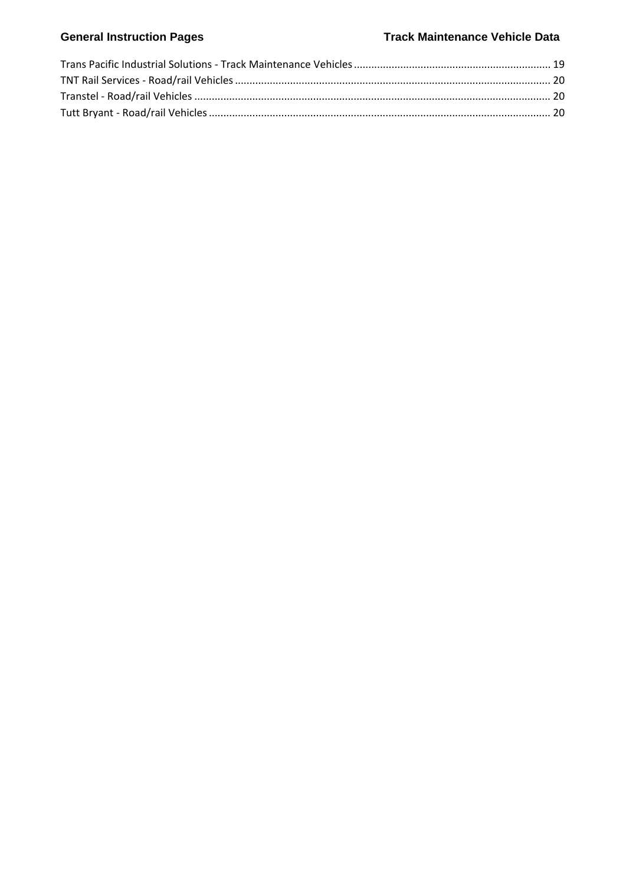Trans Pacific Industrial Solutions - Track Maintenance Vehicles ..................................................................... 19

TNT Rail Services - Road/rail Vehicles ............................................................................................................. 20

Transtel - Road/rail Vehicles ............................................................................................................................ 20

Tutt Bryant - Road/rail Vehicles ....................................................................................................................... 20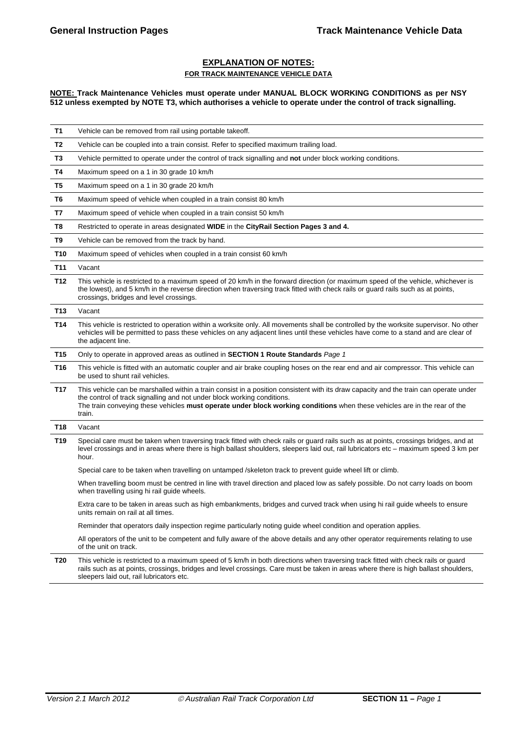## EXPLANATION OF NOTES:

### FOR TRACK MAINTENANCE VEHICLE DATA

**NOTE: Track Maintenance Vehicles must operate under MANUAL BLOCK WORKING CONDITIONS as per NSY 512 unless exempted by NOTE T3, which authorises a vehicle to operate under the control of track signalling.**

| | |
|---|---|
| **T1** | Vehicle can be removed from rail using portable takeoff. |
| **T2** | Vehicle can be coupled into a train consist. Refer to specified maximum trailing load. |
| **T3** | Vehicle permitted to operate under the control of track signalling and **not** under block working conditions. |
| **T4** | Maximum speed on a 1 in 30 grade 10 km/h |
| **T5** | Maximum speed on a 1 in 30 grade 20 km/h |
| **T6** | Maximum speed of vehicle when coupled in a train consist 80 km/h |
| **T7** | Maximum speed of vehicle when coupled in a train consist 50 km/h |
| **T8** | Restricted to operate in areas designated **WIDE** in the **CityRail Section Pages 3 and 4.** |
| **T9** | Vehicle can be removed from the track by hand. |
| **T10** | Maximum speed of vehicles when coupled in a train consist 60 km/h |
| **T11** | Vacant |
| **T12** | This vehicle is restricted to a maximum speed of 20 km/h in the forward direction (or maximum speed of the vehicle, whichever is the lowest), and 5 km/h in the reverse direction when traversing track fitted with check rails or guard rails such as at points, crossings, bridges and level crossings. |
| **T13** | Vacant |
| **T14** | This vehicle is restricted to operation within a worksite only. All movements shall be controlled by the worksite supervisor. No other vehicles will be permitted to pass these vehicles on any adjacent lines until these vehicles have come to a stand and are clear of the adjacent line. |
| **T15** | Only to operate in approved areas as outlined in **SECTION 1 Route Standards** *Page 1* |
| **T16** | This vehicle is fitted with an automatic coupler and air brake coupling hoses on the rear end and air compressor. This vehicle can be used to shunt rail vehicles. |
| **T17** | This vehicle can be marshalled within a train consist in a position consistent with its draw capacity and the train can operate under the control of track signalling and not under block working conditions.<br>The train conveying these vehicles **must operate under block working conditions** when these vehicles are in the rear of the train. |
| **T18** | Vacant |
| **T19** | Special care must be taken when traversing track fitted with check rails or guard rails such as at points, crossings bridges, and at level crossings and in areas where there is high ballast shoulders, sleepers laid out, rail lubricators etc – maximum speed 3 km per hour.<br><br>Special care to be taken when travelling on untamped /skeleton track to prevent guide wheel lift or climb.<br><br>When travelling boom must be centred in line with travel direction and placed low as safely possible. Do not carry loads on boom when travelling using hi rail guide wheels.<br><br>Extra care to be taken in areas such as high embankments, bridges and curved track when using hi rail guide wheels to ensure units remain on rail at all times.<br><br>Reminder that operators daily inspection regime particularly noting guide wheel condition and operation applies.<br><br>All operators of the unit to be competent and fully aware of the above details and any other operator requirements relating to use of the unit on track. |
| **T20** | This vehicle is restricted to a maximum speed of 5 km/h in both directions when traversing track fitted with check rails or guard rails such as at points, crossings, bridges and level crossings. Care must be taken in areas where there is high ballast shoulders, sleepers laid out, rail lubricators etc. |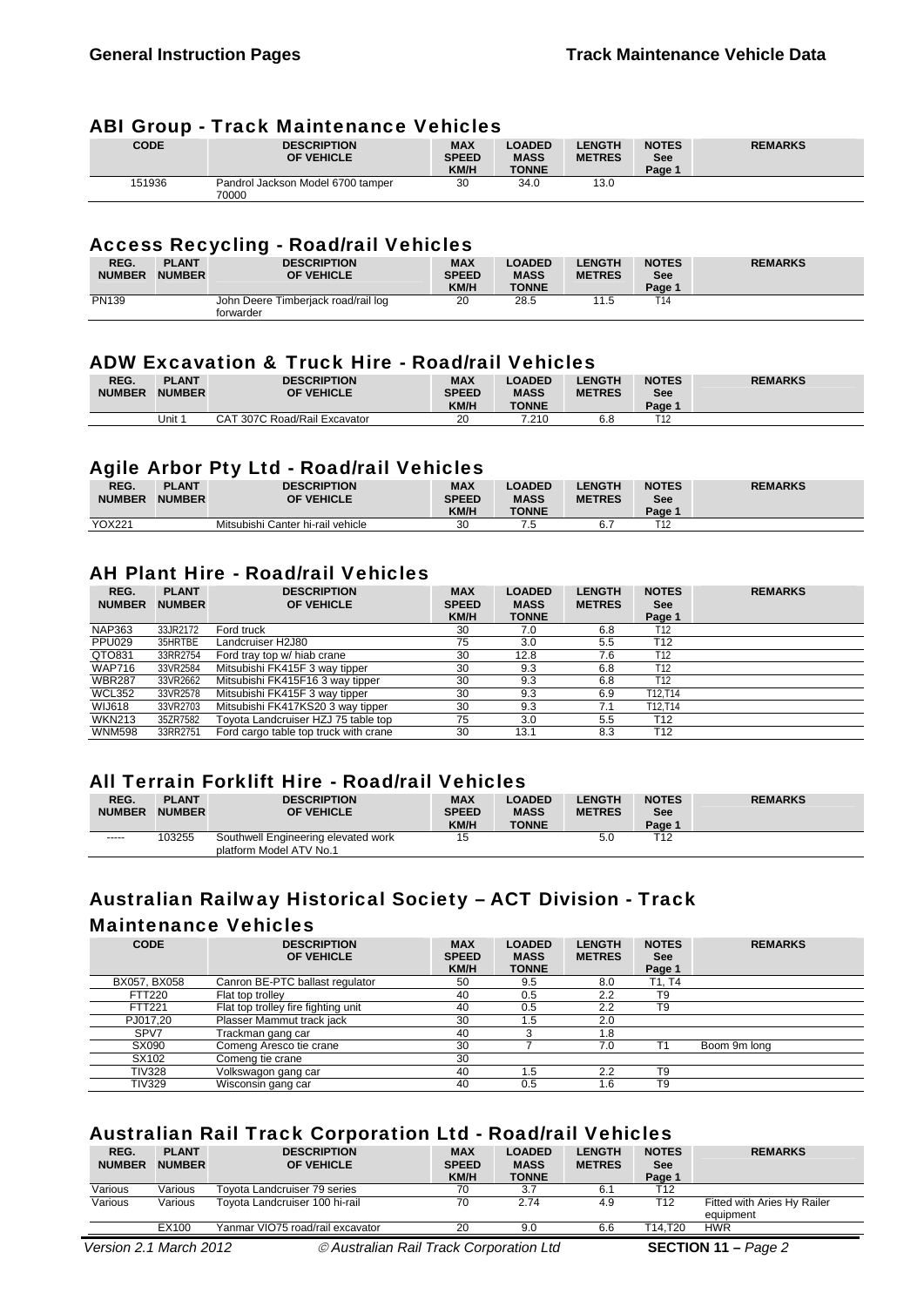## ABI Group - Track Maintenance Vehicles

| CODE | DESCRIPTION OF VEHICLE | MAX SPEED KM/H | LOADED MASS TONNE | LENGTH METRES | NOTES See Page 1 | REMARKS |
|---|---|---|---|---|---|---|
| 151936 | Pandrol Jackson Model 6700 tamper 70000 | 30 | 34.0 | 13.0 | | |

## Access Recycling - Road/rail Vehicles

| REG. NUMBER | PLANT NUMBER | DESCRIPTION OF VEHICLE | MAX SPEED KM/H | LOADED MASS TONNE | LENGTH METRES | NOTES See Page 1 | REMARKS |
|---|---|---|---|---|---|---|---|
| PN139 | | John Deere Timberjack road/rail log forwarder | 20 | 28.5 | 11.5 | T14 | |

## ADW Excavation & Truck Hire - Road/rail Vehicles

| REG. NUMBER | PLANT NUMBER | DESCRIPTION OF VEHICLE | MAX SPEED KM/H | LOADED MASS TONNE | LENGTH METRES | NOTES See Page 1 | REMARKS |
|---|---|---|---|---|---|---|---|
| | Unit 1 | CAT 307C Road/Rail Excavator | 20 | 7.210 | 6.8 | T12 | |

## Agile Arbor Pty Ltd - Road/rail Vehicles

| REG. NUMBER | PLANT NUMBER | DESCRIPTION OF VEHICLE | MAX SPEED KM/H | LOADED MASS TONNE | LENGTH METRES | NOTES See Page 1 | REMARKS |
|---|---|---|---|---|---|---|---|
| YOX221 | | Mitsubishi Canter hi-rail vehicle | 30 | 7.5 | 6.7 | T12 | |

## AH Plant Hire - Road/rail Vehicles

| REG. NUMBER | PLANT NUMBER | DESCRIPTION OF VEHICLE | MAX SPEED KM/H | LOADED MASS TONNE | LENGTH METRES | NOTES See Page 1 | REMARKS |
|---|---|---|---|---|---|---|---|
| NAP363 | 33JR2172 | Ford truck | 30 | 7.0 | 6.8 | T12 | |
| PPU029 | 35HRTBE | Landcruiser H2J80 | 75 | 3.0 | 5.5 | T12 | |
| QTO831 | 33RR2754 | Ford tray top w/ hiab crane | 30 | 12.8 | 7.6 | T12 | |
| WAP716 | 33VR2584 | Mitsubishi FK415F 3 way tipper | 30 | 9.3 | 6.8 | T12 | |
| WBR287 | 33VR2662 | Mitsubishi FK415F16 3 way tipper | 30 | 9.3 | 6.8 | T12 | |
| WCL352 | 33VR2578 | Mitsubishi FK415F 3 way tipper | 30 | 9.3 | 6.9 | T12,T14 | |
| WIJ618 | 33VR2703 | Mitsubishi FK417KS20 3 way tipper | 30 | 9.3 | 7.1 | T12,T14 | |
| WKN213 | 35ZR7582 | Toyota Landcruiser HZJ 75 table top | 75 | 3.0 | 5.5 | T12 | |
| WNM598 | 33RR2751 | Ford cargo table top truck with crane | 30 | 13.1 | 8.3 | T12 | |

## All Terrain Forklift Hire - Road/rail Vehicles

| REG. NUMBER | PLANT NUMBER | DESCRIPTION OF VEHICLE | MAX SPEED KM/H | LOADED MASS TONNE | LENGTH METRES | NOTES See Page 1 | REMARKS |
|---|---|---|---|---|---|---|---|
| ----- | 103255 | Southwell Engineering elevated work platform Model ATV No.1 | 15 | | 5.0 | T12 | |

## Australian Railway Historical Society – ACT Division - Track Maintenance Vehicles

| CODE | DESCRIPTION OF VEHICLE | MAX SPEED KM/H | LOADED MASS TONNE | LENGTH METRES | NOTES See Page 1 | REMARKS |
|---|---|---|---|---|---|---|
| BX057, BX058 | Canron BE-PTC ballast regulator | 50 | 9.5 | 8.0 | T1, T4 | |
| FTT220 | Flat top trolley | 40 | 0.5 | 2.2 | T9 | |
| FTT221 | Flat top trolley fire fighting unit | 40 | 0.5 | 2.2 | T9 | |
| PJ017,20 | Plasser Mammut track jack | 30 | 1.5 | 2.0 | | |
| SPV7 | Trackman gang car | 40 | 3 | 1.8 | | |
| SX090 | Comeng Aresco tie crane | 30 | 7 | 7.0 | T1 | Boom 9m long |
| SX102 | Comeng tie crane | 30 | | | | |
| TIV328 | Volkswagon gang car | 40 | 1.5 | 2.2 | T9 | |
| TIV329 | Wisconsin gang car | 40 | 0.5 | 1.6 | T9 | |

## Australian Rail Track Corporation Ltd - Road/rail Vehicles

| REG. NUMBER | PLANT NUMBER | DESCRIPTION OF VEHICLE | MAX SPEED KM/H | LOADED MASS TONNE | LENGTH METRES | NOTES See Page 1 | REMARKS |
|---|---|---|---|---|---|---|---|
| Various | Various | Toyota Landcruiser 79 series | 70 | 3.7 | 6.1 | T12 | |
| Various | Various | Toyota Landcruiser 100 hi-rail | 70 | 2.74 | 4.9 | T12 | Fitted with Aries Hy Railer equipment |
| | EX100 | Yanmar VIO75 road/rail excavator | 20 | 9.0 | 6.6 | T14,T20 | HWR |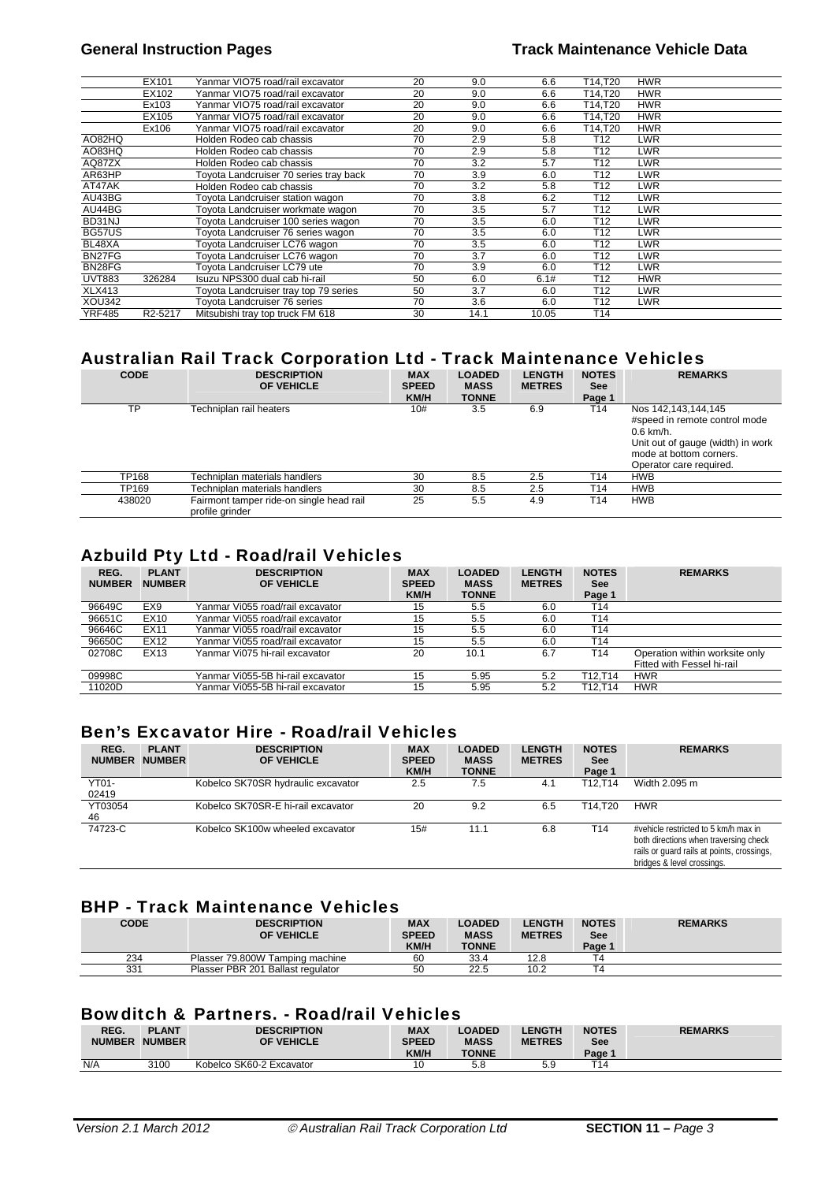| | EX101 | Yanmar VIO75 road/rail excavator | 20 | 9.0 | 6.6 | T14,T20 | HWR |
|---|---|---|---|---|---|---|---|
| | EX102 | Yanmar VIO75 road/rail excavator | 20 | 9.0 | 6.6 | T14,T20 | HWR |
| | Ex103 | Yanmar VIO75 road/rail excavator | 20 | 9.0 | 6.6 | T14,T20 | HWR |
| | EX105 | Yanmar VIO75 road/rail excavator | 20 | 9.0 | 6.6 | T14,T20 | HWR |
| | Ex106 | Yanmar VIO75 road/rail excavator | 20 | 9.0 | 6.6 | T14,T20 | HWR |
| AO82HQ | | Holden Rodeo cab chassis | 70 | 2.9 | 5.8 | T12 | LWR |
| AO83HQ | | Holden Rodeo cab chassis | 70 | 2.9 | 5.8 | T12 | LWR |
| AQ87ZX | | Holden Rodeo cab chassis | 70 | 3.2 | 5.7 | T12 | LWR |
| AR63HP | | Toyota Landcruiser 70 series tray back | 70 | 3.9 | 6.0 | T12 | LWR |
| AT47AK | | Holden Rodeo cab chassis | 70 | 3.2 | 5.8 | T12 | LWR |
| AU43BG | | Toyota Landcruiser station wagon | 70 | 3.8 | 6.2 | T12 | LWR |
| AU44BG | | Toyota Landcruiser workmate wagon | 70 | 3.5 | 5.7 | T12 | LWR |
| BD31NJ | | Toyota Landcruiser 100 series wagon | 70 | 3.5 | 6.0 | T12 | LWR |
| BG57US | | Toyota Landcruiser 76 series wagon | 70 | 3.5 | 6.0 | T12 | LWR |
| BL48XA | | Toyota Landcruiser LC76 wagon | 70 | 3.5 | 6.0 | T12 | LWR |
| BN27FG | | Toyota Landcruiser LC76 wagon | 70 | 3.7 | 6.0 | T12 | LWR |
| BN28FG | | Toyota Landcruiser LC79 ute | 70 | 3.9 | 6.0 | T12 | LWR |
| UVT883 | 326284 | Isuzu NPS300 dual cab hi-rail | 50 | 6.0 | 6.1# | T12 | HWR |
| XLX413 | | Toyota Landcruiser tray top 79 series | 50 | 3.7 | 6.0 | T12 | LWR |
| XOU342 | | Toyota Landcruiser 76 series | 70 | 3.6 | 6.0 | T12 | LWR |
| YRF485 | R2-5217 | Mitsubishi tray top truck FM 618 | 30 | 14.1 | 10.05 | T14 | |

## Australian Rail Track Corporation Ltd - Track Maintenance Vehicles

| CODE | DESCRIPTION OF VEHICLE | MAX SPEED KM/H | LOADED MASS TONNE | LENGTH METRES | NOTES See Page 1 | REMARKS |
|---|---|---|---|---|---|---|
| TP | Techniplan rail heaters | 10# | 3.5 | 6.9 | T14 | Nos 142,143,144,145<br>#speed in remote control mode 0.6 km/h.<br>Unit out of gauge (width) in work mode at bottom corners.<br>Operator care required. |
| TP168 | Techniplan materials handlers | 30 | 8.5 | 2.5 | T14 | HWB |
| TP169 | Techniplan materials handlers | 30 | 8.5 | 2.5 | T14 | HWB |
| 438020 | Fairmont tamper ride-on single head rail profile grinder | 25 | 5.5 | 4.9 | T14 | HWB |

## Azbuild Pty Ltd - Road/rail Vehicles

| REG. NUMBER | PLANT NUMBER | DESCRIPTION OF VEHICLE | MAX SPEED KM/H | LOADED MASS TONNE | LENGTH METRES | NOTES See Page 1 | REMARKS |
|---|---|---|---|---|---|---|---|
| 96649C | EX9 | Yanmar Vi055 road/rail excavator | 15 | 5.5 | 6.0 | T14 | |
| 96651C | EX10 | Yanmar Vi055 road/rail excavator | 15 | 5.5 | 6.0 | T14 | |
| 96646C | EX11 | Yanmar Vi055 road/rail excavator | 15 | 5.5 | 6.0 | T14 | |
| 96650C | EX12 | Yanmar Vi055 road/rail excavator | 15 | 5.5 | 6.0 | T14 | |
| 02708C | EX13 | Yanmar Vi075 hi-rail excavator | 20 | 10.1 | 6.7 | T14 | Operation within worksite only<br>Fitted with Fessel hi-rail |
| 09998C | | Yanmar Vi055-5B hi-rail excavator | 15 | 5.95 | 5.2 | T12,T14 | HWR |
| 11020D | | Yanmar Vi055-5B hi-rail excavator | 15 | 5.95 | 5.2 | T12,T14 | HWR |

## Ben's Excavator Hire - Road/rail Vehicles

| REG. NUMBER | PLANT NUMBER | DESCRIPTION OF VEHICLE | MAX SPEED KM/H | LOADED MASS TONNE | LENGTH METRES | NOTES See Page 1 | REMARKS |
|---|---|---|---|---|---|---|---|
| YT01-02419 | | Kobelco SK70SR hydraulic excavator | 2.5 | 7.5 | 4.1 | T12,T14 | Width 2.095 m |
| YT0305446 | | Kobelco SK70SR-E hi-rail excavator | 20 | 9.2 | 6.5 | T14,T20 | HWR |
| 74723-C | | Kobelco SK100w wheeled excavator | 15# | 11.1 | 6.8 | T14 | #vehicle restricted to 5 km/h max in both directions when traversing check rails or guard rails at points, crossings, bridges & level crossings. |

## BHP - Track Maintenance Vehicles

| CODE | DESCRIPTION OF VEHICLE | MAX SPEED KM/H | LOADED MASS TONNE | LENGTH METRES | NOTES See Page 1 | REMARKS |
|---|---|---|---|---|---|---|
| 234 | Plasser 79.800W Tamping machine | 60 | 33.4 | 12.8 | T4 | |
| 331 | Plasser PBR 201 Ballast regulator | 50 | 22.5 | 10.2 | T4 | |

## Bowditch & Partners. - Road/rail Vehicles

| REG. NUMBER | PLANT NUMBER | DESCRIPTION OF VEHICLE | MAX SPEED KM/H | LOADED MASS TONNE | LENGTH METRES | NOTES See Page 1 | REMARKS |
|---|---|---|---|---|---|---|---|
| N/A | 3100 | Kobelco SK60-2 Excavator | 10 | 5.8 | 5.9 | T14 | |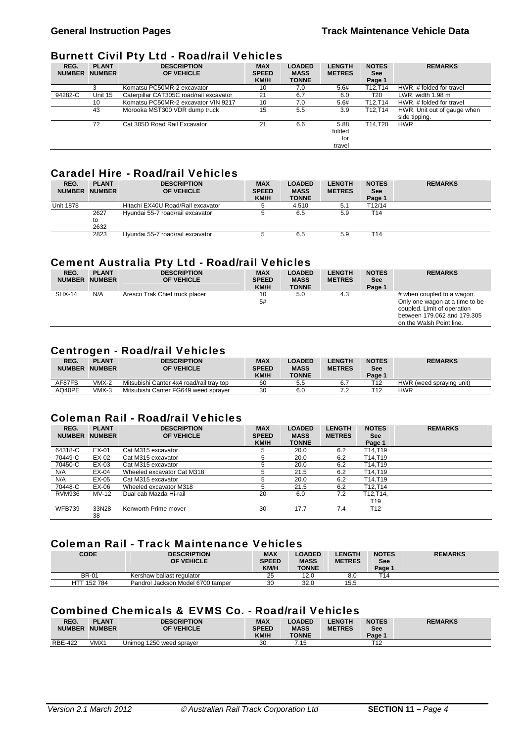## Burnett Civil Pty Ltd - Road/rail Vehicles

| REG. NUMBER | PLANT NUMBER | DESCRIPTION OF VEHICLE | MAX SPEED KM/H | LOADED MASS TONNE | LENGTH METRES | NOTES See Page 1 | REMARKS |
|---|---|---|---|---|---|---|---|
| | 3 | Komatsu PC50MR-2 excavator | 10 | 7.0 | 5.6# | T12,T14 | HWR, # folded for travel |
| 94282-C | Unit 15 | Caterpillar CAT305C road/rail excavator | 21 | 6.7 | 6.0 | T20 | LWR, width 1.98 m |
| | 10 | Komatsu PC50MR-2 excavator VIN 9217 | 10 | 7.0 | 5.6# | T12,T14 | HWR, # folded for travel |
| | 43 | Morooka MST300 VDR dump truck | 15 | 5.5 | 3.9 | T12,T14 | HWR, Unit out of gauge when side tipping. |
| | 72 | Cat 305D Road Rail Excavator | 21 | 6.6 | 5.88 folded for travel | T14,T20 | HWR |

## Caradel Hire - Road/rail Vehicles

| REG. NUMBER | PLANT NUMBER | DESCRIPTION OF VEHICLE | MAX SPEED KM/H | LOADED MASS TONNE | LENGTH METRES | NOTES See Page 1 | REMARKS |
|---|---|---|---|---|---|---|---|
| Unit 1878 | | Hitachi EX40U Road/Rail excavator | 5 | 4.510 | 5.1 | T12/14 | |
| | 2627 to 2632 | Hyundai 55-7 road/rail excavator | 5 | 6.5 | 5.9 | T14 | |
| | 2823 | Hyundai 55-7 road/rail excavator | 5 | 6.5 | 5.9 | T14 | |

## Cement Australia Pty Ltd - Road/rail Vehicles

| REG. NUMBER | PLANT NUMBER | DESCRIPTION OF VEHICLE | MAX SPEED KM/H | LOADED MASS TONNE | LENGTH METRES | NOTES See Page 1 | REMARKS |
|---|---|---|---|---|---|---|---|
| SHX-14 | N/A | Aresco Trak Chief truck placer | 10<br>5# | 5.0 | 4.3 | | # when coupled to a wagon. Only one wagon at a time to be coupled. Limit of operation between 179.062 and 179.305 on the Walsh Point line. |

## Centrogen - Road/rail Vehicles

| REG. NUMBER | PLANT NUMBER | DESCRIPTION OF VEHICLE | MAX SPEED KM/H | LOADED MASS TONNE | LENGTH METRES | NOTES See Page 1 | REMARKS |
|---|---|---|---|---|---|---|---|
| AF87FS | VMX-2 | Mitsubishi Canter 4x4 road/rail tray top | 60 | 5.5 | 6.7 | T12 | HWR (weed spraying unit) |
| AQ40PE | VMX-3 | Mitsubishi Canter FG649 weed sprayer | 30 | 6.0 | 7.2 | T12 | HWR |

## Coleman Rail - Road/rail Vehicles

| REG. NUMBER | PLANT NUMBER | DESCRIPTION OF VEHICLE | MAX SPEED KM/H | LOADED MASS TONNE | LENGTH METRES | NOTES See Page 1 | REMARKS |
|---|---|---|---|---|---|---|---|
| 64318-C | EX-01 | Cat M315 excavator | 5 | 20.0 | 6.2 | T14,T19 | |
| 70449-C | EX-02 | Cat M315 excavator | 5 | 20.0 | 6.2 | T14,T19 | |
| 70450-C | EX-03 | Cat M315 excavator | 5 | 20.0 | 6.2 | T14,T19 | |
| N/A | EX-04 | Wheeled excavator Cat M318 | 5 | 21.5 | 6.2 | T14,T19 | |
| N/A | EX-05 | Cat M315 excavator | 5 | 20.0 | 6.2 | T14,T19 | |
| 70448-C | EX-06 | Wheeled excavator M318 | 5 | 21.5 | 6.2 | T12,T14 | |
| RVM936 | MV-12 | Dual cab Mazda Hi-rail | 20 | 6.0 | 7.2 | T12,T14, T19 | |
| WFB739 | 33N28 38 | Kenworth Prime mover | 30 | 17.7 | 7.4 | T12 | |

## Coleman Rail - Track Maintenance Vehicles

| CODE | DESCRIPTION OF VEHICLE | MAX SPEED KM/H | LOADED MASS TONNE | LENGTH METRES | NOTES See Page 1 | REMARKS |
|---|---|---|---|---|---|---|
| BR-01 | Kershaw ballast regulator | 25 | 12.0 | 8.0 | T14 | |
| HTT 152 784 | Pandrol Jackson Model 6700 tamper | 30 | 32.0 | 15.5 | | |

## Combined Chemicals & EVMS Co. - Road/rail Vehicles

| REG. NUMBER | PLANT NUMBER | DESCRIPTION OF VEHICLE | MAX SPEED KM/H | LOADED MASS TONNE | LENGTH METRES | NOTES See Page 1 | REMARKS |
|---|---|---|---|---|---|---|---|
| RBE-422 | VMX1 | Unimog 1250 weed sprayer | 30 | 7.15 | | T12 | |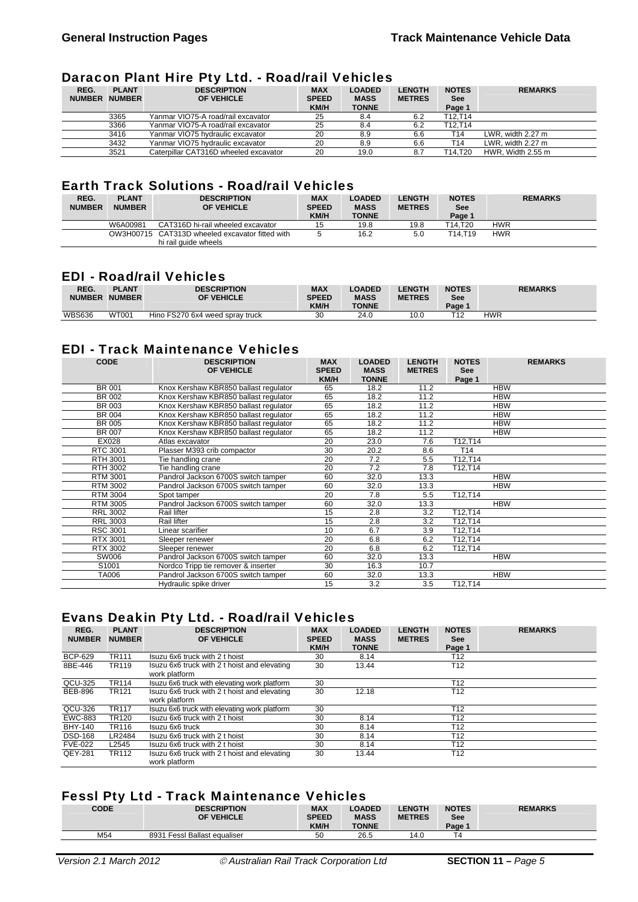## Daracon Plant Hire Pty Ltd. - Road/rail Vehicles

| REG. NUMBER | PLANT NUMBER | DESCRIPTION OF VEHICLE | MAX SPEED KM/H | LOADED MASS TONNE | LENGTH METRES | NOTES See Page 1 | REMARKS |
|---|---|---|---|---|---|---|---|
| | 3365 | Yanmar VIO75-A road/rail excavator | 25 | 8.4 | 6.2 | T12,T14 | |
| | 3366 | Yanmar VIO75-A road/rail excavator | 25 | 8.4 | 6.2 | T12,T14 | |
| | 3416 | Yanmar VIO75 hydraulic excavator | 20 | 8.9 | 6.6 | T14 | LWR, width 2.27 m |
| | 3432 | Yanmar VIO75 hydraulic excavator | 20 | 8.9 | 6.6 | T14 | LWR, width 2.27 m |
| | 3521 | Caterpillar CAT316D wheeled excavator | 20 | 19.0 | 8.7 | T14,T20 | HWR, Width 2.55 m |

## Earth Track Solutions - Road/rail Vehicles

| REG. NUMBER | PLANT NUMBER | DESCRIPTION OF VEHICLE | MAX SPEED KM/H | LOADED MASS TONNE | LENGTH METRES | NOTES See Page 1 | REMARKS |
|---|---|---|---|---|---|---|---|
| | W6A00981 | CAT316D hi-rail wheeled excavator | 15 | 19.8 | 19.8 | T14,T20 | HWR |
| | OW3H00715 | CAT313D wheeled excavator fitted with hi rail guide wheels | 5 | 16.2 | 5.0 | T14,T19 | HWR |

## EDI - Road/rail Vehicles

| REG. NUMBER | PLANT NUMBER | DESCRIPTION OF VEHICLE | MAX SPEED KM/H | LOADED MASS TONNE | LENGTH METRES | NOTES See Page 1 | REMARKS |
|---|---|---|---|---|---|---|---|
| WBS636 | WT001 | Hino FS270 6x4 weed spray truck | 30 | 24.0 | 10.0 | T12 | HWR |

## EDI - Track Maintenance Vehicles

| CODE | DESCRIPTION OF VEHICLE | MAX SPEED KM/H | LOADED MASS TONNE | LENGTH METRES | NOTES See Page 1 | REMARKS |
|---|---|---|---|---|---|---|
| BR 001 | Knox Kershaw KBR850 ballast regulator | 65 | 18.2 | 11.2 | | HBW |
| BR 002 | Knox Kershaw KBR850 ballast regulator | 65 | 18.2 | 11.2 | | HBW |
| BR 003 | Knox Kershaw KBR850 ballast regulator | 65 | 18.2 | 11.2 | | HBW |
| BR 004 | Knox Kershaw KBR850 ballast regulator | 65 | 18.2 | 11.2 | | HBW |
| BR 005 | Knox Kershaw KBR850 ballast regulator | 65 | 18.2 | 11.2 | | HBW |
| BR 007 | Knox Kershaw KBR850 ballast regulator | 65 | 18.2 | 11.2 | | HBW |
| EX028 | Atlas excavator | 20 | 23.0 | 7.6 | T12,T14 | |
| RTC 3001 | Plasser M393 crib compactor | 30 | 20.2 | 8.6 | T14 | |
| RTH 3001 | Tie handling crane | 20 | 7.2 | 5.5 | T12,T14 | |
| RTH 3002 | Tie handling crane | 20 | 7.2 | 7.8 | T12,T14 | |
| RTM 3001 | Pandrol Jackson 6700S switch tamper | 60 | 32.0 | 13.3 | | HBW |
| RTM 3002 | Pandrol Jackson 6700S switch tamper | 60 | 32.0 | 13.3 | | HBW |
| RTM 3004 | Spot tamper | 20 | 7.8 | 5.5 | T12,T14 | |
| RTM 3005 | Pandrol Jackson 6700S switch tamper | 60 | 32.0 | 13.3 | | HBW |
| RRL 3002 | Rail lifter | 15 | 2.8 | 3.2 | T12,T14 | |
| RRL 3003 | Rail lifter | 15 | 2.8 | 3.2 | T12,T14 | |
| RSC 3001 | Linear scarifier | 10 | 6.7 | 3.9 | T12,T14 | |
| RTX 3001 | Sleeper renewer | 20 | 6.8 | 6.2 | T12,T14 | |
| RTX 3002 | Sleeper renewer | 20 | 6.8 | 6.2 | T12,T14 | |
| SW006 | Pandrol Jackson 6700S switch tamper | 60 | 32.0 | 13.3 | | HBW |
| S1001 | Nordco Tripp tie remover & inserter | 30 | 16.3 | 10.7 | | |
| TA006 | Pandrol Jackson 6700S switch tamper | 60 | 32.0 | 13.3 | | HBW |
| | Hydraulic spike driver | 15 | 3.2 | 3.5 | T12,T14 | |

## Evans Deakin Pty Ltd. - Road/rail Vehicles

| REG. NUMBER | PLANT NUMBER | DESCRIPTION OF VEHICLE | MAX SPEED KM/H | LOADED MASS TONNE | LENGTH METRES | NOTES See Page 1 | REMARKS |
|---|---|---|---|---|---|---|---|
| BCP-629 | TR111 | Isuzu 6x6 truck with 2 t hoist | 30 | 8.14 | | T12 | |
| 8BE-446 | TR119 | Isuzu 6x6 truck with 2 t hoist and elevating work platform | 30 | 13.44 | | T12 | |
| QCU-325 | TR114 | Isuzu 6x6 truck with elevating work platform | 30 | | | T12 | |
| BEB-896 | TR121 | Isuzu 6x6 truck with 2 t hoist and elevating work platform | 30 | 12.18 | | T12 | |
| QCU-326 | TR117 | Isuzu 6x6 truck with elevating work platform | 30 | | | T12 | |
| EWC-883 | TR120 | Isuzu 6x6 truck with 2 t hoist | 30 | 8.14 | | T12 | |
| BHY-140 | TR116 | Isuzu 6x6 truck | 30 | 8.14 | | T12 | |
| DSD-168 | LR2484 | Isuzu 6x6 truck with 2 t hoist | 30 | 8.14 | | T12 | |
| FVE-022 | L2545 | Isuzu 6x6 truck with 2 t hoist | 30 | 8.14 | | T12 | |
| QEY-281 | TR112 | Isuzu 6x6 truck with 2 t hoist and elevating work platform | 30 | 13.44 | | T12 | |

## Fessl Pty Ltd - Track Maintenance Vehicles

| CODE | DESCRIPTION OF VEHICLE | MAX SPEED KM/H | LOADED MASS TONNE | LENGTH METRES | NOTES See Page 1 | REMARKS |
|---|---|---|---|---|---|---|
| M54 | 8931 Fessl Ballast equaliser | 50 | 26.5 | 14.0 | T4 | |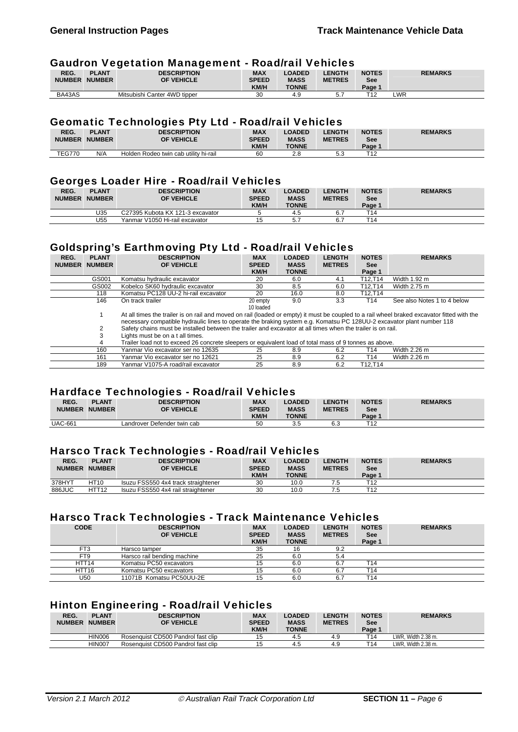## Gaudron Vegetation Management - Road/rail Vehicles

| REG. NUMBER | PLANT NUMBER | DESCRIPTION OF VEHICLE | MAX SPEED KM/H | LOADED MASS TONNE | LENGTH METRES | NOTES See Page 1 | REMARKS |
|---|---|---|---|---|---|---|---|
| BA43AS | | Mitsubishi Canter 4WD tipper | 30 | 4.9 | 5.7 | T12 | LWR |

## Geomatic Technologies Pty Ltd - Road/rail Vehicles

| REG. NUMBER | PLANT NUMBER | DESCRIPTION OF VEHICLE | MAX SPEED KM/H | LOADED MASS TONNE | LENGTH METRES | NOTES See Page 1 | REMARKS |
|---|---|---|---|---|---|---|---|
| TEG770 | N/A | Holden Rodeo twin cab utility hi-rail | 60 | 2.8 | 5.3 | T12 | |

## Georges Loader Hire - Road/rail Vehicles

| REG. NUMBER | PLANT NUMBER | DESCRIPTION OF VEHICLE | MAX SPEED KM/H | LOADED MASS TONNE | LENGTH METRES | NOTES See Page 1 | REMARKS |
|---|---|---|---|---|---|---|---|
| | U35 | C27395 Kubota KX 121-3 excavator | 5 | 4.5 | 6.7 | T14 | |
| | U55 | Yanmar V1050 Hi-rail excavator | 15 | 5.7 | 6.7 | T14 | |

## Goldspring's Earthmoving Pty Ltd - Road/rail Vehicles

| REG. NUMBER | PLANT NUMBER | DESCRIPTION OF VEHICLE | MAX SPEED KM/H | LOADED MASS TONNE | LENGTH METRES | NOTES See Page 1 | REMARKS |
|---|---|---|---|---|---|---|---|
| | GS001 | Komatsu hydraulic excavator | 20 | 6.0 | 4.1 | T12,T14 | Width 1.92 m |
| | GS002 | Kobelco SK60 hydraulic excavator | 30 | 8.5 | 6.0 | T12,T14 | Width 2.75 m |
| | 118 | Komatsu PC128 UU-2 hi-rail excavator | 20 | 16.0 | 8.0 | T12,T14 | |
| | 146 | On track trailer | 20 empty 10 loaded | 9.0 | 3.3 | T14 | See also Notes 1 to 4 below |
| | 1 | At all times the trailer is on rail and moved on rail (loaded or empty) it must be coupled to a rail wheel braked excavator fitted with the necessary compatible hydraulic lines to operate the braking system e.g. Komatsu PC 128UU-2 excavator plant number 118 | | | | | |
| | 2 | Safety chains must be installed between the trailer and excavator at all times when the trailer is on rail. | | | | | |
| | 3 | Lights must be on a t all times. | | | | | |
| | 4 | Trailer load not to exceed 26 concrete sleepers or equivalent load of total mass of 9 tonnes as above. | | | | | |
| | 160 | Yanmar Vio excavator ser no 12635 | 25 | 8.9 | 6.2 | T14 | Width 2.26 m |
| | 161 | Yanmar Vio excavator ser no 12621 | 25 | 8.9 | 6.2 | T14 | Width 2.26 m |
| | 189 | Yanmar V1075-A road/rail excavator | 25 | 8.9 | 6.2 | T12,T14 | |

## Hardface Technologies - Road/rail Vehicles

| REG. NUMBER | PLANT NUMBER | DESCRIPTION OF VEHICLE | MAX SPEED KM/H | LOADED MASS TONNE | LENGTH METRES | NOTES See Page 1 | REMARKS |
|---|---|---|---|---|---|---|---|
| UAC-661 | | Landrover Defender twin cab | 50 | 3.5 | 6.3 | T12 | |

## Harsco Track Technologies - Road/rail Vehicles

| REG. NUMBER | PLANT NUMBER | DESCRIPTION OF VEHICLE | MAX SPEED KM/H | LOADED MASS TONNE | LENGTH METRES | NOTES See Page 1 | REMARKS |
|---|---|---|---|---|---|---|---|
| 378HYT | HT10 | Isuzu FSS550 4x4 track straightener | 30 | 10.0 | 7.5 | T12 | |
| 886JUC | HTT12 | Isuzu FSS550 4x4 rail straightener | 30 | 10.0 | 7.5 | T12 | |

## Harsco Track Technologies - Track Maintenance Vehicles

| CODE | DESCRIPTION OF VEHICLE | MAX SPEED KM/H | LOADED MASS TONNE | LENGTH METRES | NOTES See Page 1 | REMARKS |
|---|---|---|---|---|---|---|
| FT3 | Harsco tamper | 35 | 16 | 9.2 | | |
| FT9 | Harsco rail bending machine | 25 | 6.0 | 5.4 | | |
| HTT14 | Komatsu PC50 excavators | 15 | 6.0 | 6.7 | T14 | |
| HTT16 | Komatsu PC50 excavators | 15 | 6.0 | 6.7 | T14 | |
| U50 | 11071B Komatsu PC50UU-2E | 15 | 6.0 | 6.7 | T14 | |

## Hinton Engineering - Road/rail Vehicles

| REG. NUMBER | PLANT NUMBER | DESCRIPTION OF VEHICLE | MAX SPEED KM/H | LOADED MASS TONNE | LENGTH METRES | NOTES See Page 1 | REMARKS |
|---|---|---|---|---|---|---|---|
| | HIN006 | Rosenquist CD500 Pandrol fast clip | 15 | 4.5 | 4.9 | T14 | LWR, Width 2.38 m. |
| | HIN007 | Rosenquist CD500 Pandrol fast clip | 15 | 4.5 | 4.9 | T14 | LWR, Width 2.38 m. |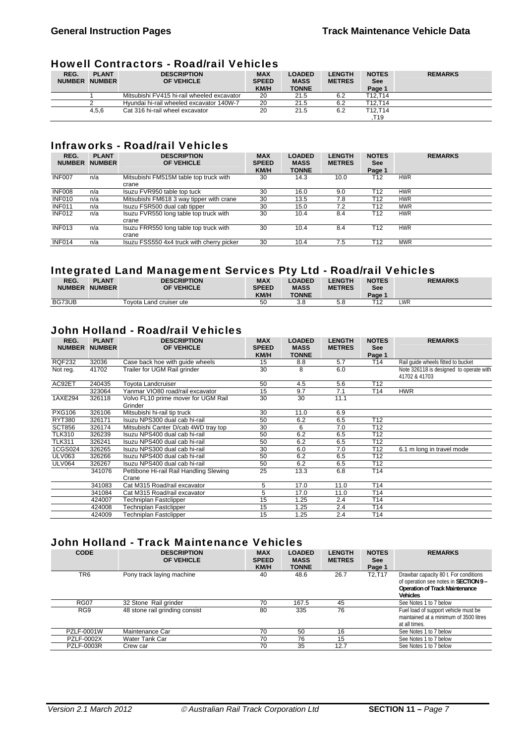## Howell Contractors - Road/rail Vehicles

| REG. NUMBER | PLANT NUMBER | DESCRIPTION OF VEHICLE | MAX SPEED KM/H | LOADED MASS TONNE | LENGTH METRES | NOTES See Page 1 | REMARKS |
|---|---|---|---|---|---|---|---|
| | 1 | Mitsubishi FV415 hi-rail wheeled excavator | 20 | 21.5 | 6.2 | T12,T14 | |
| | 2 | Hyundai hi-rail wheeled excavator 140W-7 | 20 | 21.5 | 6.2 | T12,T14 | |
| | 4,5,6 | Cat 316 hi-rail wheel excavator | 20 | 21.5 | 6.2 | T12,T14 ,T19 | |

## Infraworks - Road/rail Vehicles

| REG. NUMBER | PLANT NUMBER | DESCRIPTION OF VEHICLE | MAX SPEED KM/H | LOADED MASS TONNE | LENGTH METRES | NOTES See Page 1 | REMARKS |
|---|---|---|---|---|---|---|---|
| INF007 | n/a | Mitsubishi FM515M table top truck with crane | 30 | 14.3 | 10.0 | T12 | HWR |
| INF008 | n/a | Isuzu FVR950 table top tuck | 30 | 16.0 | 9.0 | T12 | HWR |
| INF010 | n/a | Mitsubishi FM618 3 way tipper with crane | 30 | 13.5 | 7.8 | T12 | HWR |
| INF011 | n/a | Isuzu FSR500 dual cab tipper | 30 | 15.0 | 7.2 | T12 | MWR |
| INF012 | n/a | Isuzu FVR550 long table top truck with crane | 30 | 10.4 | 8.4 | T12 | HWR |
| INF013 | n/a | Isuzu FRR550 long table top truck with crane | 30 | 10.4 | 8.4 | T12 | HWR |
| INF014 | n/a | Isuzu FSS550 4x4 truck with cherry picker | 30 | 10.4 | 7.5 | T12 | MWR |

## Integrated Land Management Services Pty Ltd - Road/rail Vehicles

| REG. NUMBER | PLANT NUMBER | DESCRIPTION OF VEHICLE | MAX SPEED KM/H | LOADED MASS TONNE | LENGTH METRES | NOTES See Page 1 | REMARKS |
|---|---|---|---|---|---|---|---|
| BG73UB | | Toyota Land cruiser ute | 50 | 3.8 | 5.8 | T12 | LWR |

## John Holland - Road/rail Vehicles

| REG. NUMBER | PLANT NUMBER | DESCRIPTION OF VEHICLE | MAX SPEED KM/H | LOADED MASS TONNE | LENGTH METRES | NOTES See Page 1 | REMARKS |
|---|---|---|---|---|---|---|---|
| RQF232 | 32036 | Case back hoe with guide wheels | 15 | 8.8 | 5.7 | T14 | Rail guide wheels fitted to bucket |
| Not reg. | 41702 | Trailer for UGM Rail grinder | 30 | 8 | 6.0 | | Note 326118 is designed to operate with 41702 & 41703 |
| AC92ET | 240435 | Toyota Landcruiser | 50 | 4.5 | 5.6 | T12 | |
| | 323064 | Yanmar VIO80 road/rail excavator | 15 | 9.7 | 7.1 | T14 | HWR |
| 1AXE294 | 326118 | Volvo FL10 prime mover for UGM Rail Grinder | 30 | 30 | 11.1 | | |
| PXG106 | 326106 | Mitsubishi hi-rail tip truck | 30 | 11.0 | 6.9 | | |
| RYT380 | 326171 | Isuzu NPS300 dual cab hi-rail | 50 | 6.2 | 6.5 | T12 | |
| SCT856 | 326174 | Mitsubishi Canter D/cab 4WD tray top | 30 | 6 | 7.0 | T12 | |
| TLK310 | 326239 | Isuzu NPS400 dual cab hi-rail | 50 | 6.2 | 6.5 | T12 | |
| TLK311 | 326241 | Isuzu NPS400 dual cab hi-rail | 50 | 6.2 | 6.5 | T12 | |
| 1CGS024 | 326265 | Isuzu NPS300 dual cab hi-rail | 30 | 6.0 | 7.0 | T12 | 6.1 m long in travel mode |
| ULV063 | 326266 | Isuzu NPS400 dual cab hi-rail | 50 | 6.2 | 6.5 | T12 | |
| ULV064 | 326267 | Isuzu NPS400 dual cab hi-rail | 50 | 6.2 | 6.5 | T12 | |
| ` | 341076 | Pettibone Hi-rail Rail Handling Slewing Crane | 25 | 13.3 | 6.8 | T14 | |
| | 341083 | Cat M315 Road/rail excavator | 5 | 17.0 | 11.0 | T14 | |
| | 341084 | Cat M315 Road/rail excavator | 5 | 17.0 | 11.0 | T14 | |
| | 424007 | Techniplan Fastclipper | 15 | 1.25 | 2.4 | T14 | |
| | 424008 | Techniplan Fastclipper | 15 | 1.25 | 2.4 | T14 | |
| | 424009 | Techniplan Fastclipper | 15 | 1.25 | 2.4 | T14 | |

## John Holland - Track Maintenance Vehicles

| CODE | DESCRIPTION OF VEHICLE | MAX SPEED KM/H | LOADED MASS TONNE | LENGTH METRES | NOTES See Page 1 | REMARKS |
|---|---|---|---|---|---|---|
| TR6 | Pony track laying machine | 40 | 48.6 | 26.7 | T2,T17 | Drawbar capacity 80 t. For conditions of operation see notes in **SECTION 9 – Operation of Track Maintenance Vehicles** |
| RG07 | 32 Stone Rail grinder | 70 | 167.5 | 45 | | See Notes 1 to 7 below |
| RG9 | 48 stone rail grinding consist | 80 | 335 | 76 | | Fuel load of support vehicle must be maintained at a minimum of 3500 litres at all times. |
| PZLF-0001W | Maintenance Car | 70 | 50 | 16 | | See Notes 1 to 7 below |
| PZLF-0002X | Water Tank Car | 70 | 76 | 15 | | See Notes 1 to 7 below |
| PZLF-0003R | Crew car | 70 | 35 | 12.7 | | See Notes 1 to 7 below |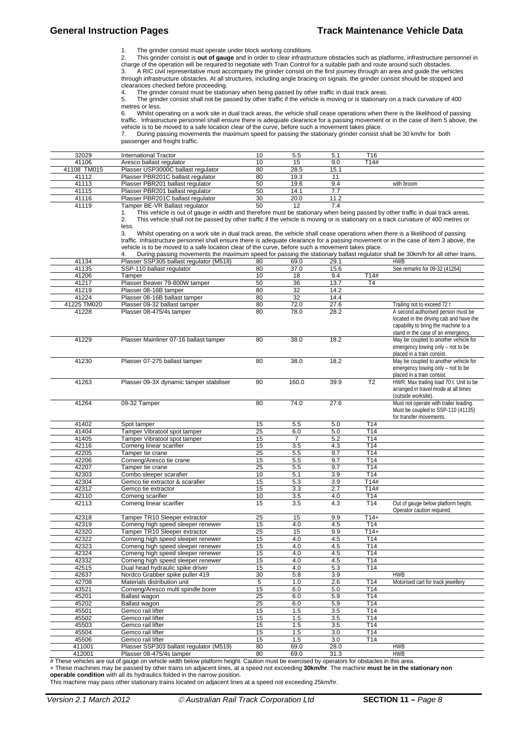1. The grinder consist must operate under block working conditions.
2. This grinder consist is **out of gauge** and in order to clear infrastructure obstacles such as platforms, infrastructure personnel in charge of the operation will be required to negotiate with Train Control for a suitable path and route around such obstacles.
3. A RIC civil representative must accompany the grinder consist on the first journey through an area and guide the vehicles through infrastructure obstacles. At all structures, including angle bracing on signals, the grinder consist should be stopped and clearances checked before proceeding.
4. The grinder consist must be stationary when being passed by other traffic in dual track areas.
5. The grinder consist shall not be passed by other traffic if the vehicle is moving or is stationary on a track curvature of 400 metres or less.
6. Whilst operating on a work site in dual track areas, the vehicle shall cease operations when there is the likelihood of passing traffic. Infrastructure personnel shall ensure there is adequate clearance for a passing movement or in the case of Item 5 above, the vehicle is to be moved to a safe location clear of the curve, before such a movement takes place.
7. During passing movements the maximum speed for passing the stationary grinder consist shall be 30 km/hr for both passenger and freight traffic.

| | | | | | | |
|---|---|---|---|---|---|---|
| 32029 | International Tractor | 10 | 5.5 | 5.1 | T16 | |
| 41106 | Aresco ballast regulator | 10 | 15 | 9.0 | T14# | |
| 41108 TM015 | Plasser USP3000C ballast regulator | 80 | 28.5 | 15.1 | | |
| 41112 | Plasser PBR201C ballast regulator | 80 | 19.3 | 11 | | |
| 41113 | Plasser PBR201 ballast regulator | 50 | 19.6 | 9.4 | | with broom |
| 41115 | Plasser PBR201 ballast regulator | 50 | 14.1 | 7.7 | | |
| 41116 | Plasser PBR201C ballast regulator | 30 | 20.0 | 11.2 | | |
| 41119 | Tamper BE-VR Ballast regulator | 50 | 12 | 7.4 | | |

1. This vehicle is out of gauge in width and therefore must be stationary when being passed by other traffic in dual track areas.
2. This vehicle shall not be passed by other traffic if the vehicle is moving or is stationary on a track curvature of 400 metres or less.
3. Whilst operating on a work site in dual track areas, the vehicle shall cease operations when there is a likelihood of passing traffic. Infrastructure personnel shall ensure there is adequate clearance for a passing movement or in the case of item 3 above, the vehicle is to be moved to a safe location clear of the curve, before such a movement takes place.
4. During passing movements the maximum speed for passing the stationary ballast regulator shall be 30km/h for all other trains.

| | | | | | | |
|---|---|---|---|---|---|---|
| 41134 | Plasser SSP305 ballast regulator (M518) | 80 | 69.0 | 29.1 | | HWB |
| 41135 | SSP-110 ballast regulator | 80 | 37.0 | 15.6 | | See remarks for 09-32 (41264) |
| 41206 | Tamper | 10 | 18 | 9.4 | T14# | |
| 41217 | Plasser Beaver 79-800W tamper | 50 | 36 | 13.7 | T4 | |
| 41219 | Plasser 08-16B tamper | 80 | 32 | 14.2 | | |
| 41224 | Plasser 08-16B ballast tamper | 80 | 32 | 14.4 | | |
| 41225 TM020 | Plasser 09-32 ballast tamper | 80 | 72.0 | 27.6 | | Trailing not to exceed 72 t |
| 41228 | Plasser 08-475/4s tamper | 80 | 78.0 | 28.2 | | A second authorised person must be located in the driving cab and have the capability to bring the machine to a stand in the case of an emergency. |
| 41229 | Plasser Mainliner 07-16 ballast tamper | 80 | 38.0 | 18.2 | | May be coupled to another vehicle for emergency towing only – not to be placed in a train consist. |
| 41230 | Plasser 07-275 ballast tamper | 80 | 38.0 | 18.2 | | May be coupled to another vehicle for emergency towing only – not to be placed in a train consist. |
| 41263 | Plasser 09-3X dynamic tamper stabiliser | 80 | 160.0 | 39.9 | T2 | HWR, Max trailing load 70 t. Unit to be arranged in travel mode at all times (outside worksite). |
| 41264 | 09-32 Tamper | 80 | 74.0 | 27.6 | | Must not operate with trailer leading. Must be coupled to SSP-110 (41135) for transfer movements. |
| 41402 | Spot tamper | 15 | 5.5 | 5.0 | T14 | |
| 41404 | Tamper Vibratool spot tamper | 25 | 6.0 | 5.0 | T14 | |
| 41405 | Tamper Vibratool spot tamper | 15 | 7 | 5.2 | T14 | |
| 42116 | Comeng linear scarifier | 15 | 3.5 | 4.3 | T14 | |
| 42205 | Tamper tie crane | 25 | 5.5 | 9.7 | T14 | |
| 42206 | Comeng/Aresco tie crane | 15 | 5.5 | 9.7 | T14 | |
| 42207 | Tamper tie crane | 25 | 5.5 | 9.7 | T14 | |
| 42303 | Combo sleeper scarafier | 10 | 5.1 | 3.9 | T14 | |
| 42304 | Gemco tie extractor & scarifier | 15 | 5.3 | 3.9 | T14# | |
| 42312 | Gemco tie extractor | 15 | 3.3 | 2.7 | T14# | |
| 42110 | Comeng scarifier | 10 | 3.5 | 4.0 | T14 | |
| 42113 | Comeng linear scarifier | 15 | 3.5 | 4.3 | T14 | Out of gauge below platform height. Operator caution required. |
| 42318 | Tamper TR10 Sleeper extractor | 25 | 15 | 9.9 | T14+ | |
| 42319 | Comeng high speed sleeper renewer | 15 | 4.0 | 4.5 | T14 | |
| 42320 | Tamper TR10 Sleeper extractor | 25 | 15 | 9.9 | T14+ | |
| 42322 | Comeng high speed sleeper renewer | 15 | 4.0 | 4.5 | T14 | |
| 42323 | Comeng high speed sleeper renewer | 15 | 4.0 | 4.5 | T14 | |
| 42324 | Comeng high speed sleeper renewer | 15 | 4.0 | 4.5 | T14 | |
| 42332 | Comeng high speed sleeper renewer | 15 | 4.0 | 4.5 | T14 | |
| 42515 | Dual head hydraulic spike driver | 15 | 4.0 | 5.3 | T14 | |
| 42637 | Nordco Grabber spike puller 419 | 30 | 5.8 | 3.9 | | HWB |
| 42708 | Materials distribution unit | 5 | 1.0 | 2.6 | T14 | Motorised cart for track jewellery |
| 43521 | Comeng/Aresco multi spindle borer | 15 | 6.0 | 5.0 | T14 | |
| 45201 | Ballast wagon | 25 | 6.0 | 5.9 | T14 | |
| 45202 | Ballast wagon | 25 | 6.0 | 5.9 | T14 | |
| 45501 | Gemco rail lifter | 15 | 1.5 | 3.5 | T14 | |
| 45502 | Gemco rail lifter | 15 | 1.5 | 3.5 | T14 | |
| 45503 | Gemco rail lifter | 15 | 1.5 | 3.5 | T14 | |
| 45504 | Gemco rail lifter | 15 | 1.5 | 3.0 | T14 | |
| 45506 | Gemco rail lifter | 15 | 1.5 | 3.0 | T14 | |
| 411001 | Plasser SSP303 ballast regulator (M519) | 80 | 69.0 | 28.0 | | HWB |
| 412001 | Plasser 08-475/4s tamper | 80 | 69.0 | 31.3 | | HWB |

# These vehicles are out of gauge on vehicle width below platform height. Caution must be exercised by operators for obstacles in this area.

+ These machines may be passed by other trains on adjacent lines, at a speed not exceeding **30km/hr**. The machine **must be in the stationary non operable condition** with all its hydraulics folded in the narrow position.

This machine may pass other stationary trains located on adjacent lines at a speed not exceeding 25km/hr.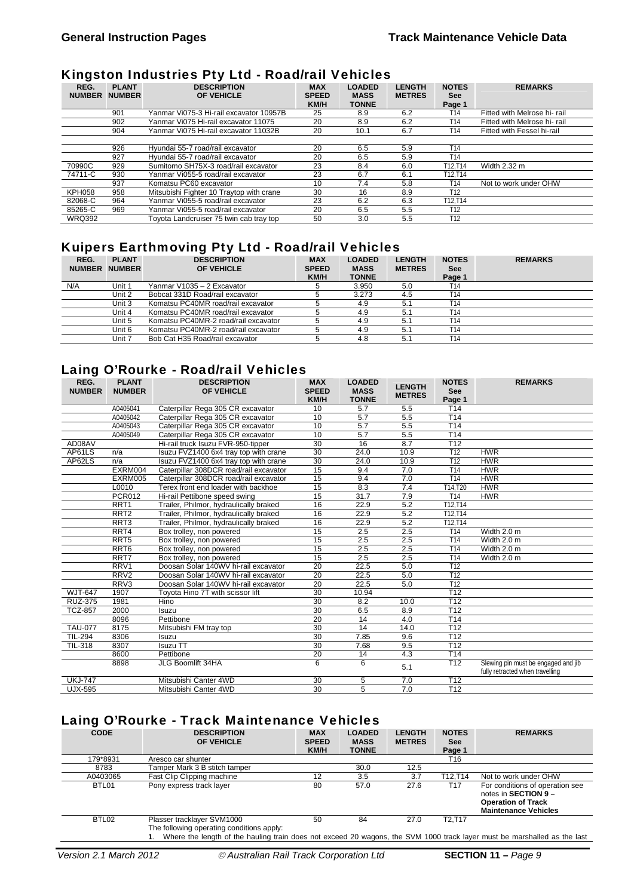## Kingston Industries Pty Ltd - Road/rail Vehicles

| REG. NUMBER | PLANT NUMBER | DESCRIPTION OF VEHICLE | MAX SPEED KM/H | LOADED MASS TONNE | LENGTH METRES | NOTES See Page 1 | REMARKS |
|---|---|---|---|---|---|---|---|
| | 901 | Yanmar Vi075-3 Hi-rail excavator 10957B | 25 | 8.9 | 6.2 | T14 | Fitted with Melrose hi- rail |
| | 902 | Yanmar Vi075 Hi-rail excavator 11075 | 20 | 8.9 | 6.2 | T14 | Fitted with Melrose hi- rail |
| | 904 | Yanmar Vi075 Hi-rail excavator 11032B | 20 | 10.1 | 6.7 | T14 | Fitted with Fessel hi-rail |
| | | | | | | | |
| | 926 | Hyundai 55-7 road/rail excavator | 20 | 6.5 | 5.9 | T14 | |
| | 927 | Hyundai 55-7 road/rail excavator | 20 | 6.5 | 5.9 | T14 | |
| 70990C | 929 | Sumitomo SH75X-3 road/rail excavator | 23 | 8.4 | 6.0 | T12,T14 | Width 2.32 m |
| 74711-C | 930 | Yanmar Vi055-5 road/rail excavator | 23 | 6.7 | 6.1 | T12,T14 | |
| | 937 | Komatsu PC60 excavator | 10 | 7.4 | 5.8 | T14 | Not to work under OHW |
| KPH058 | 958 | Mitsubishi Fighter 10 Traytop with crane | 30 | 16 | 8.9 | T12 | |
| 82068-C | 964 | Yanmar Vi055-5 road/rail excavator | 23 | 6.2 | 6.3 | T12,T14 | |
| 85265-C | 969 | Yanmar Vi055-5 road/rail excavator | 20 | 6.5 | 5.5 | T12 | |
| WRQ392 | | Toyota Landcruiser 75 twin cab tray top | 50 | 3.0 | 5.5 | T12 | |

## Kuipers Earthmoving Pty Ltd - Road/rail Vehicles

| REG. NUMBER | PLANT NUMBER | DESCRIPTION OF VEHICLE | MAX SPEED KM/H | LOADED MASS TONNE | LENGTH METRES | NOTES See Page 1 | REMARKS |
|---|---|---|---|---|---|---|---|
| N/A | Unit 1 | Yanmar V1035 – 2 Excavator | 5 | 3.950 | 5.0 | T14 | |
| | Unit 2 | Bobcat 331D Road/rail excavator | 5 | 3.273 | 4.5 | T14 | |
| | Unit 3 | Komatsu PC40MR road/rail excavator | 5 | 4.9 | 5.1 | T14 | |
| | Unit 4 | Komatsu PC40MR road/rail excavator | 5 | 4.9 | 5.1 | T14 | |
| | Unit 5 | Komatsu PC40MR-2 road/rail excavator | 5 | 4.9 | 5.1 | T14 | |
| | Unit 6 | Komatsu PC40MR-2 road/rail excavator | 5 | 4.9 | 5.1 | T14 | |
| | Unit 7 | Bob Cat H35 Road/rail excavator | 5 | 4.8 | 5.1 | T14 | |

## Laing O'Rourke - Road/rail Vehicles

| REG. NUMBER | PLANT NUMBER | DESCRIPTION OF VEHICLE | MAX SPEED KM/H | LOADED MASS TONNE | LENGTH METRES | NOTES See Page 1 | REMARKS |
|---|---|---|---|---|---|---|---|
| | A0405041 | Caterpillar Rega 305 CR excavator | 10 | 5.7 | 5.5 | T14 | |
| | A0405042 | Caterpillar Rega 305 CR excavator | 10 | 5.7 | 5.5 | T14 | |
| | A0405043 | Caterpillar Rega 305 CR excavator | 10 | 5.7 | 5.5 | T14 | |
| | A0405049 | Caterpillar Rega 305 CR excavator | 10 | 5.7 | 5.5 | T14 | |
| AD08AV | | Hi-rail truck Isuzu FVR-950-tipper | 30 | 16 | 8.7 | T12 | |
| AP61LS | n/a | Isuzu FVZ1400 6x4 tray top with crane | 30 | 24.0 | 10.9 | T12 | HWR |
| AP62LS | n/a | Isuzu FVZ1400 6x4 tray top with crane | 30 | 24.0 | 10.9 | T12 | HWR |
| | EXRM004 | Caterpillar 308DCR road/rail excavator | 15 | 9.4 | 7.0 | T14 | HWR |
| | EXRM005 | Caterpillar 308DCR road/rail excavator | 15 | 9.4 | 7.0 | T14 | HWR |
| | L0010 | Terex front end loader with backhoe | 15 | 8.3 | 7.4 | T14,T20 | HWR |
| | PCR012 | Hi-rail Pettibone speed swing | 15 | 31.7 | 7.9 | T14 | HWR |
| | RRT1 | Trailer, Philmor, hydraulically braked | 16 | 22.9 | 5.2 | T12,T14 | |
| | RRT2 | Trailer, Philmor, hydraulically braked | 16 | 22.9 | 5.2 | T12,T14 | |
| | RRT3 | Trailer, Philmor, hydraulically braked | 16 | 22.9 | 5.2 | T12,T14 | |
| | RRT4 | Box trolley, non powered | 15 | 2.5 | 2.5 | T14 | Width 2.0 m |
| | RRT5 | Box trolley, non powered | 15 | 2.5 | 2.5 | T14 | Width 2.0 m |
| | RRT6 | Box trolley, non powered | 15 | 2.5 | 2.5 | T14 | Width 2.0 m |
| | RRT7 | Box trolley, non powered | 15 | 2.5 | 2.5 | T14 | Width 2.0 m |
| | RRV1 | Doosan Solar 140WV hi-rail excavator | 20 | 22.5 | 5.0 | T12 | |
| | RRV2 | Doosan Solar 140WV hi-rail excavator | 20 | 22.5 | 5.0 | T12 | |
| | RRV3 | Doosan Solar 140WV hi-rail excavator | 20 | 22.5 | 5.0 | T12 | |
| WJT-647 | 1907 | Toyota Hino 7T with scissor lift | 30 | 10.94 | | T12 | |
| RUZ-375 | 1981 | Hino | 30 | 8.2 | 10.0 | T12 | |
| TCZ-857 | 2000 | Isuzu | 30 | 6.5 | 8.9 | T12 | |
| | 8096 | Pettibone | 20 | 14 | 4.0 | T14 | |
| TAU-077 | 8175 | Mitsubishi FM tray top | 30 | 14 | 14.0 | T12 | |
| TIL-294 | 8306 | Isuzu | 30 | 7.85 | 9.6 | T12 | |
| TIL-318 | 8307 | Isuzu TT | 30 | 7.68 | 9.5 | T12 | |
| | 8600 | Pettibone | 20 | 14 | 4.3 | T14 | |
| | 8898 | JLG Boomlift 34HA | 6 | 6 | 5.1 | T12 | Slewing pin must be engaged and jib fully retracted when travelling |
| UKJ-747 | | Mitsubishi Canter 4WD | 30 | 5 | 7.0 | T12 | |
| UJX-595 | | Mitsubishi Canter 4WD | 30 | 5 | 7.0 | T12 | |

## Laing O'Rourke - Track Maintenance Vehicles

| CODE | DESCRIPTION OF VEHICLE | MAX SPEED KM/H | LOADED MASS TONNE | LENGTH METRES | NOTES See Page 1 | REMARKS |
|---|---|---|---|---|---|---|
| 179*8931 | Aresco car shunter | | | | T16 | |
| 8783 | Tamper Mark 3 B stitch tamper | | 30.0 | 12.5 | | |
| A0403065 | Fast Clip Clipping machine | 12 | 3.5 | 3.7 | T12,T14 | Not to work under OHW |
| BTL01 | Pony express track layer | 80 | 57.0 | 27.6 | T17 | For conditions of operation see notes in **SECTION 9 – Operation of Track Maintenance Vehicles** |
| BTL02 | Plasser tracklayer SVM1000<br>The following operating conditions apply: | 50 | 84 | 27.0 | T2,T17 | |

1. Where the length of the hauling train does not exceed 20 wagons, the SVM 1000 track layer must be marshalled as the last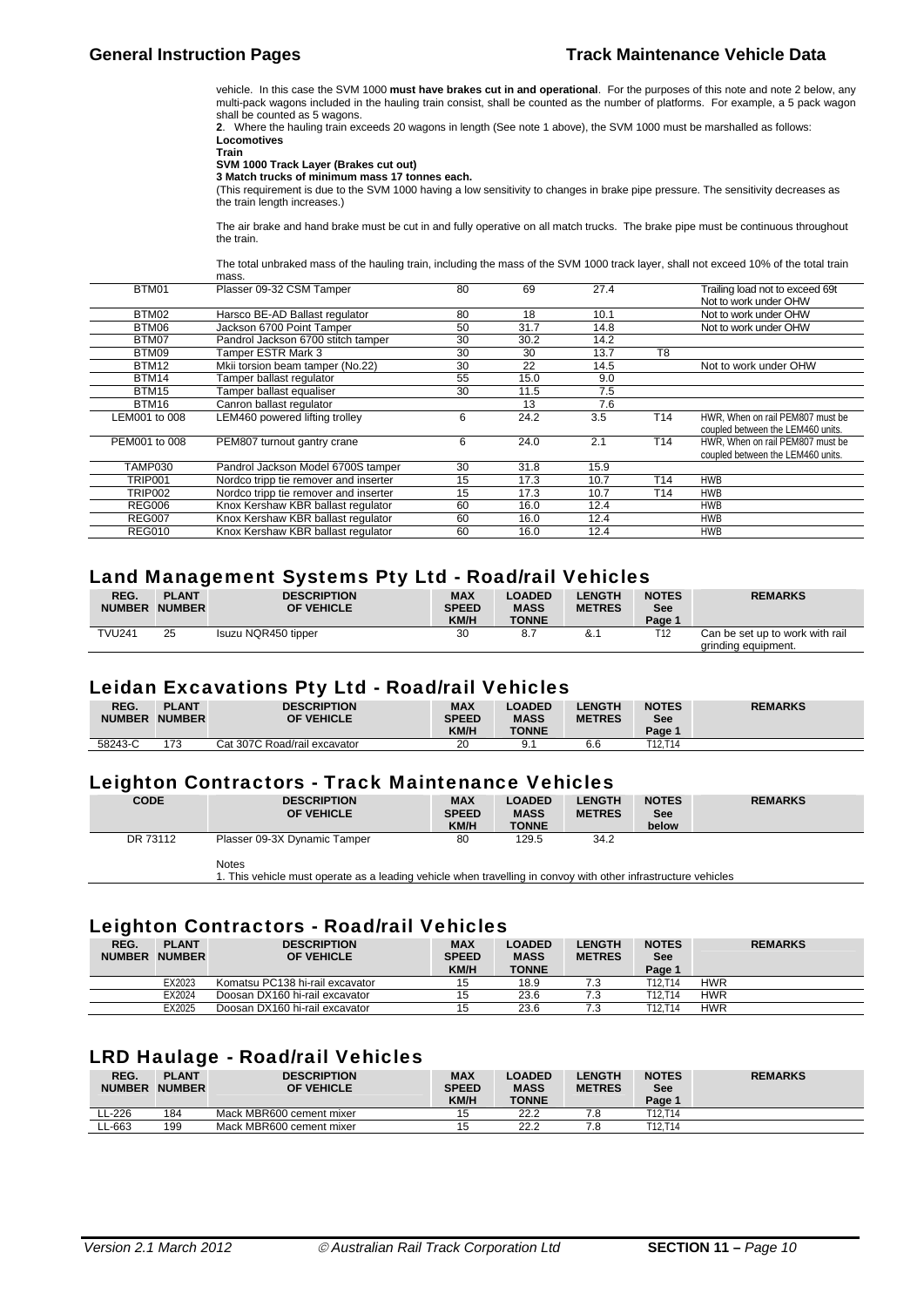vehicle. In this case the SVM 1000 **must have brakes cut in and operational**. For the purposes of this note and note 2 below, any multi-pack wagons included in the hauling train consist, shall be counted as the number of platforms. For example, a 5 pack wagon shall be counted as 5 wagons.

**2**. Where the hauling train exceeds 20 wagons in length (See note 1 above), the SVM 1000 must be marshalled as follows:

**Locomotives**
**Train**
**SVM 1000 Track Layer (Brakes cut out)**
**3 Match trucks of minimum mass 17 tonnes each.**

(This requirement is due to the SVM 1000 having a low sensitivity to changes in brake pipe pressure. The sensitivity decreases as the train length increases.)

The air brake and hand brake must be cut in and fully operative on all match trucks. The brake pipe must be continuous throughout the train.

The total unbraked mass of the hauling train, including the mass of the SVM 1000 track layer, shall not exceed 10% of the total train mass.

| | | | | | | |
|---|---|---|---|---|---|---|
| BTM01 | Plasser 09-32 CSM Tamper | 80 | 69 | 27.4 | | Trailing load not to exceed 69t Not to work under OHW |
| BTM02 | Harsco BE-AD Ballast regulator | 80 | 18 | 10.1 | | Not to work under OHW |
| BTM06 | Jackson 6700 Point Tamper | 50 | 31.7 | 14.8 | | Not to work under OHW |
| BTM07 | Pandrol Jackson 6700 stitch tamper | 30 | 30.2 | 14.2 | | |
| BTM09 | Tamper ESTR Mark 3 | 30 | 30 | 13.7 | T8 | |
| BTM12 | Mkii torsion beam tamper (No.22) | 30 | 22 | 14.5 | | Not to work under OHW |
| BTM14 | Tamper ballast regulator | 55 | 15.0 | 9.0 | | |
| BTM15 | Tamper ballast equaliser | 30 | 11.5 | 7.5 | | |
| BTM16 | Canron ballast regulator | | 13 | 7.6 | | |
| LEM001 to 008 | LEM460 powered lifting trolley | 6 | 24.2 | 3.5 | T14 | HWR, When on rail PEM807 must be coupled between the LEM460 units. |
| PEM001 to 008 | PEM807 turnout gantry crane | 6 | 24.0 | 2.1 | T14 | HWR, When on rail PEM807 must be coupled between the LEM460 units. |
| TAMP030 | Pandrol Jackson Model 6700S tamper | 30 | 31.8 | 15.9 | | |
| TRIP001 | Nordco tripp tie remover and inserter | 15 | 17.3 | 10.7 | T14 | HWB |
| TRIP002 | Nordco tripp tie remover and inserter | 15 | 17.3 | 10.7 | T14 | HWB |
| REG006 | Knox Kershaw KBR ballast regulator | 60 | 16.0 | 12.4 | | HWB |
| REG007 | Knox Kershaw KBR ballast regulator | 60 | 16.0 | 12.4 | | HWB |
| REG010 | Knox Kershaw KBR ballast regulator | 60 | 16.0 | 12.4 | | HWB |

## Land Management Systems Pty Ltd - Road/rail Vehicles

| REG. NUMBER | PLANT NUMBER | DESCRIPTION OF VEHICLE | MAX SPEED KM/H | LOADED MASS TONNE | LENGTH METRES | NOTES See Page 1 | REMARKS |
|---|---|---|---|---|---|---|---|
| TVU241 | 25 | Isuzu NQR450 tipper | 30 | 8.7 | &.1 | T12 | Can be set up to work with rail grinding equipment. |

## Leidan Excavations Pty Ltd - Road/rail Vehicles

| REG. NUMBER | PLANT NUMBER | DESCRIPTION OF VEHICLE | MAX SPEED KM/H | LOADED MASS TONNE | LENGTH METRES | NOTES See Page 1 | REMARKS |
|---|---|---|---|---|---|---|---|
| 58243-C | 173 | Cat 307C Road/rail excavator | 20 | 9.1 | 6.6 | T12,T14 | |

## Leighton Contractors - Track Maintenance Vehicles

| CODE | DESCRIPTION OF VEHICLE | MAX SPEED KM/H | LOADED MASS TONNE | LENGTH METRES | NOTES See below | REMARKS |
|---|---|---|---|---|---|---|
| DR 73112 | Plasser 09-3X Dynamic Tamper | 80 | 129.5 | 34.2 | | |

Notes
1. This vehicle must operate as a leading vehicle when travelling in convoy with other infrastructure vehicles

## Leighton Contractors - Road/rail Vehicles

| REG. NUMBER | PLANT NUMBER | DESCRIPTION OF VEHICLE | MAX SPEED KM/H | LOADED MASS TONNE | LENGTH METRES | NOTES See Page 1 | REMARKS |
|---|---|---|---|---|---|---|---|
| | EX2023 | Komatsu PC138 hi-rail excavator | 15 | 18.9 | 7.3 | T12,T14 | HWR |
| | EX2024 | Doosan DX160 hi-rail excavator | 15 | 23.6 | 7.3 | T12,T14 | HWR |
| | EX2025 | Doosan DX160 hi-rail excavator | 15 | 23.6 | 7.3 | T12,T14 | HWR |

## LRD Haulage - Road/rail Vehicles

| REG. NUMBER | PLANT NUMBER | DESCRIPTION OF VEHICLE | MAX SPEED KM/H | LOADED MASS TONNE | LENGTH METRES | NOTES See Page 1 | REMARKS |
|---|---|---|---|---|---|---|---|
| LL-226 | 184 | Mack MBR600 cement mixer | 15 | 22.2 | 7.8 | T12,T14 | |
| LL-663 | 199 | Mack MBR600 cement mixer | 15 | 22.2 | 7.8 | T12,T14 | |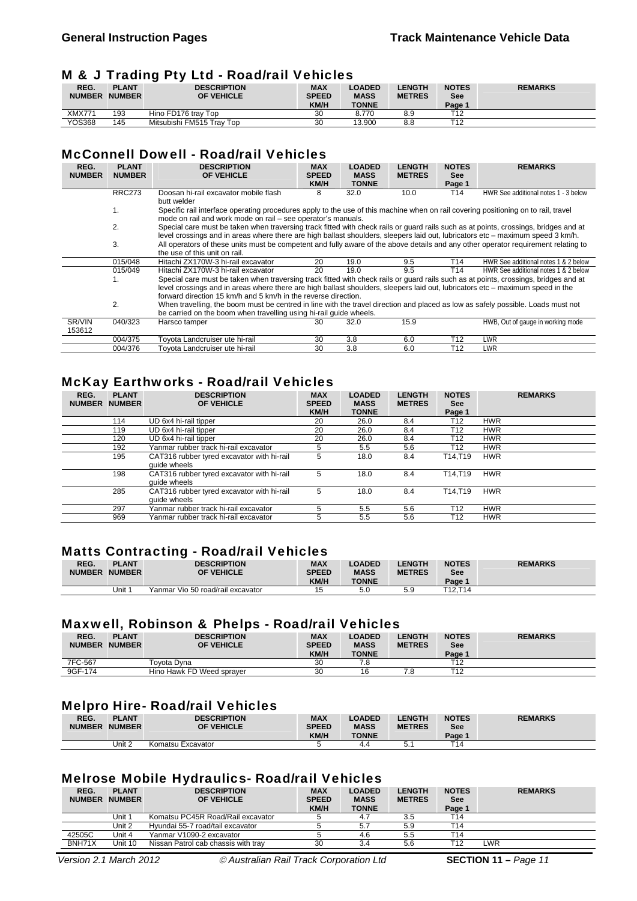## M & J Trading Pty Ltd - Road/rail Vehicles

| REG. NUMBER | PLANT NUMBER | DESCRIPTION OF VEHICLE | MAX SPEED KM/H | LOADED MASS TONNE | LENGTH METRES | NOTES See Page 1 | REMARKS |
|---|---|---|---|---|---|---|---|
| XMX771 | 193 | Hino FD176 tray Top | 30 | 8.770 | 8.9 | T12 | |
| YOS368 | 145 | Mitsubishi FM515 Tray Top | 30 | 13.900 | 8.8 | T12 | |

## McConnell Dowell - Road/rail Vehicles

| REG. NUMBER | PLANT NUMBER | DESCRIPTION OF VEHICLE | MAX SPEED KM/H | LOADED MASS TONNE | LENGTH METRES | NOTES See Page 1 | REMARKS |
|---|---|---|---|---|---|---|---|
| | RRC273 | Doosan hi-rail excavator mobile flash butt welder | 8 | 32.0 | 10.0 | T14 | HWR See additional notes 1 - 3 below |
| | 1. | Specific rail interface operating procedures apply to the use of this machine when on rail covering positioning on to rail, travel mode on rail and work mode on rail – see operator's manuals. | | | | | |
| | 2. | Special care must be taken when traversing track fitted with check rails or guard rails such as at points, crossings, bridges and at level crossings and in areas where there are high ballast shoulders, sleepers laid out, lubricators etc – maximum speed 3 km/h. | | | | | |
| | 3. | All operators of these units must be competent and fully aware of the above details and any other operator requirement relating to the use of this unit on rail. | | | | | |
| | 015/048 | Hitachi ZX170W-3 hi-rail excavator | 20 | 19.0 | 9.5 | T14 | HWR See additional notes 1 & 2 below |
| | 015/049 | Hitachi ZX170W-3 hi-rail excavator | 20 | 19.0 | 9.5 | T14 | HWR See additional notes 1 & 2 below |
| | 1. | Special care must be taken when traversing track fitted with check rails or guard rails such as at points, crossings, bridges and at level crossings and in areas where there are high ballast shoulders, sleepers laid out, lubricators etc – maximum speed in the forward direction 15 km/h and 5 km/h in the reverse direction. | | | | | |
| | 2. | When travelling, the boom must be centred in line with the travel direction and placed as low as safely possible. Loads must not be carried on the boom when travelling using hi-rail guide wheels. | | | | | |
| SR/VIN 153612 | 040/323 | Harsco tamper | 30 | 32.0 | 15.9 | | HWB, Out of gauge in working mode |
| | 004/375 | Toyota Landcruiser ute hi-rail | 30 | 3.8 | 6.0 | T12 | LWR |
| | 004/376 | Toyota Landcruiser ute hi-rail | 30 | 3.8 | 6.0 | T12 | LWR |

## McKay Earthworks - Road/rail Vehicles

| REG. NUMBER | PLANT NUMBER | DESCRIPTION OF VEHICLE | MAX SPEED KM/H | LOADED MASS TONNE | LENGTH METRES | NOTES See Page 1 | REMARKS |
|---|---|---|---|---|---|---|---|
| | 114 | UD 6x4 hi-rail tipper | 20 | 26.0 | 8.4 | T12 | HWR |
| | 119 | UD 6x4 hi-rail tipper | 20 | 26.0 | 8.4 | T12 | HWR |
| | 120 | UD 6x4 hi-rail tipper | 20 | 26.0 | 8.4 | T12 | HWR |
| | 192 | Yanmar rubber track hi-rail excavator | 5 | 5.5 | 5.6 | T12 | HWR |
| | 195 | CAT316 rubber tyred excavator with hi-rail guide wheels | 5 | 18.0 | 8.4 | T14,T19 | HWR |
| | 198 | CAT316 rubber tyred excavator with hi-rail guide wheels | 5 | 18.0 | 8.4 | T14,T19 | HWR |
| | 285 | CAT316 rubber tyred excavator with hi-rail guide wheels | 5 | 18.0 | 8.4 | T14,T19 | HWR |
| | 297 | Yanmar rubber track hi-rail excavator | 5 | 5.5 | 5.6 | T12 | HWR |
| | 969 | Yanmar rubber track hi-rail excavator | 5 | 5.5 | 5.6 | T12 | HWR |

## Matts Contracting - Road/rail Vehicles

| REG. NUMBER | PLANT NUMBER | DESCRIPTION OF VEHICLE | MAX SPEED KM/H | LOADED MASS TONNE | LENGTH METRES | NOTES See Page 1 | REMARKS |
|---|---|---|---|---|---|---|---|
| | Unit 1 | Yanmar Vio 50 road/rail excavator | 15 | 5.0 | 5.9 | T12,T14 | |

## Maxwell, Robinson & Phelps - Road/rail Vehicles

| REG. NUMBER | PLANT NUMBER | DESCRIPTION OF VEHICLE | MAX SPEED KM/H | LOADED MASS TONNE | LENGTH METRES | NOTES See Page 1 | REMARKS |
|---|---|---|---|---|---|---|---|
| 7FC-567 | | Toyota Dyna | 30 | 7.8 | | T12 | |
| 9GF-174 | | Hino Hawk FD Weed sprayer | 30 | 16 | 7.8 | T12 | |

## Melpro Hire- Road/rail Vehicles

| REG. NUMBER | PLANT NUMBER | DESCRIPTION OF VEHICLE | MAX SPEED KM/H | LOADED MASS TONNE | LENGTH METRES | NOTES See Page 1 | REMARKS |
|---|---|---|---|---|---|---|---|
| | Unit 2 | Komatsu Excavator | 5 | 4.4 | 5.1 | T14 | |

## Melrose Mobile Hydraulics- Road/rail Vehicles

| REG. NUMBER | PLANT NUMBER | DESCRIPTION OF VEHICLE | MAX SPEED KM/H | LOADED MASS TONNE | LENGTH METRES | NOTES See Page 1 | REMARKS |
|---|---|---|---|---|---|---|---|
| | Unit 1 | Komatsu PC45R Road/Rail excavator | 5 | 4.7 | 3.5 | T14 | |
| | Unit 2 | Hyundai 55-7 road/rail excavator | 5 | 5.7 | 5.9 | T14 | |
| 42505C | Unit 4 | Yanmar V1090-2 excavator | 5 | 4.6 | 5.5 | T14 | |
| BNH71X | Unit 10 | Nissan Patrol cab chassis with tray | 30 | 3.4 | 5.6 | T12 | LWR |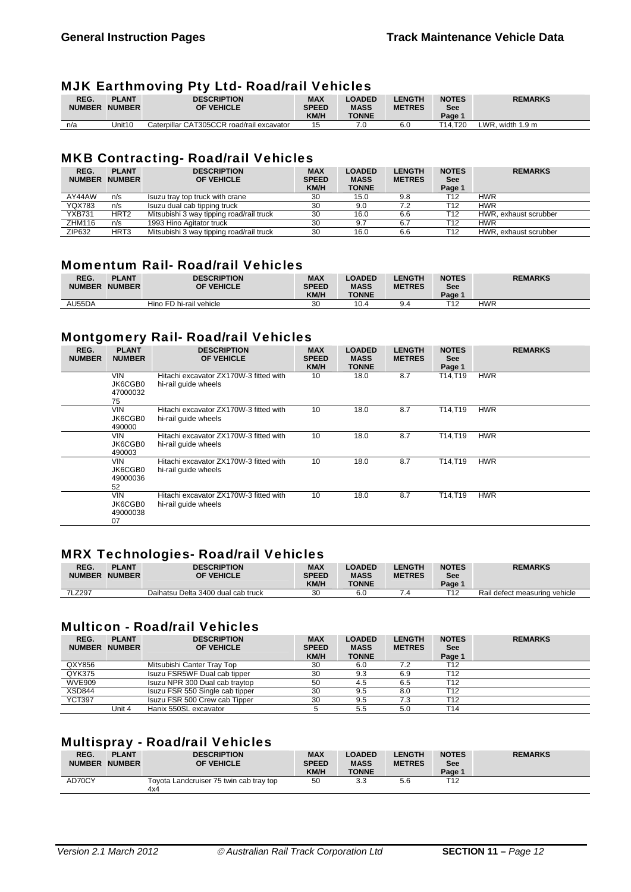## MJK Earthmoving Pty Ltd- Road/rail Vehicles

| REG. NUMBER | PLANT NUMBER | DESCRIPTION OF VEHICLE | MAX SPEED KM/H | LOADED MASS TONNE | LENGTH METRES | NOTES See Page 1 | REMARKS |
|---|---|---|---|---|---|---|---|
| n/a | Unit10 | Caterpillar CAT305CCR road/rail excavator | 15 | 7.0 | 6.0 | T14,T20 | LWR, width 1.9 m |

## MKB Contracting- Road/rail Vehicles

| REG. NUMBER | PLANT NUMBER | DESCRIPTION OF VEHICLE | MAX SPEED KM/H | LOADED MASS TONNE | LENGTH METRES | NOTES See Page 1 | REMARKS |
|---|---|---|---|---|---|---|---|
| AY44AW | n/s | Isuzu tray top truck with crane | 30 | 15.0 | 9.8 | T12 | HWR |
| YQX783 | n/s | Isuzu dual cab tipping truck | 30 | 9.0 | 7.2 | T12 | HWR |
| YXB731 | HRT2 | Mitsubishi 3 way tipping road/rail truck | 30 | 16.0 | 6.6 | T12 | HWR, exhaust scrubber |
| ZHM116 | n/s | 1993 Hino Agitator truck | 30 | 9.7 | 6.7 | T12 | HWR |
| ZIP632 | HRT3 | Mitsubishi 3 way tipping road/rail truck | 30 | 16.0 | 6.6 | T12 | HWR, exhaust scrubber |

## Momentum Rail- Road/rail Vehicles

| REG. NUMBER | PLANT NUMBER | DESCRIPTION OF VEHICLE | MAX SPEED KM/H | LOADED MASS TONNE | LENGTH METRES | NOTES See Page 1 | REMARKS |
|---|---|---|---|---|---|---|---|
| AU55DA | | Hino FD hi-rail vehicle | 30 | 10.4 | 9.4 | T12 | HWR |

## Montgomery Rail- Road/rail Vehicles

| REG. NUMBER | PLANT NUMBER | DESCRIPTION OF VEHICLE | MAX SPEED KM/H | LOADED MASS TONNE | LENGTH METRES | NOTES See Page 1 | REMARKS |
|---|---|---|---|---|---|---|---|
| | VIN JK6CGB0 4700003275 | Hitachi excavator ZX170W-3 fitted with hi-rail guide wheels | 10 | 18.0 | 8.7 | T14,T19 | HWR |
| | VIN JK6CGB0 490000 | Hitachi excavator ZX170W-3 fitted with hi-rail guide wheels | 10 | 18.0 | 8.7 | T14,T19 | HWR |
| | VIN JK6CGB0 490003 | Hitachi excavator ZX170W-3 fitted with hi-rail guide wheels | 10 | 18.0 | 8.7 | T14,T19 | HWR |
| | VIN JK6CGB0 4900003652 | Hitachi excavator ZX170W-3 fitted with hi-rail guide wheels | 10 | 18.0 | 8.7 | T14,T19 | HWR |
| | VIN JK6CGB0 4900003807 | Hitachi excavator ZX170W-3 fitted with hi-rail guide wheels | 10 | 18.0 | 8.7 | T14,T19 | HWR |

## MRX Technologies- Road/rail Vehicles

| REG. NUMBER | PLANT NUMBER | DESCRIPTION OF VEHICLE | MAX SPEED KM/H | LOADED MASS TONNE | LENGTH METRES | NOTES See Page 1 | REMARKS |
|---|---|---|---|---|---|---|---|
| 7LZ297 | | Daihatsu Delta 3400 dual cab truck | 30 | 6.0 | 7.4 | T12 | Rail defect measuring vehicle |

## Multicon - Road/rail Vehicles

| REG. NUMBER | PLANT NUMBER | DESCRIPTION OF VEHICLE | MAX SPEED KM/H | LOADED MASS TONNE | LENGTH METRES | NOTES See Page 1 | REMARKS |
|---|---|---|---|---|---|---|---|
| QXY856 | | Mitsubishi Canter Tray Top | 30 | 6.0 | 7.2 | T12 | |
| QYK375 | | Isuzu FSR5WF Dual cab tipper | 30 | 9.3 | 6.9 | T12 | |
| WVE909 | | Isuzu NPR 300 Dual cab traytop | 50 | 4.5 | 6.5 | T12 | |
| XSD844 | | Isuzu FSR 550 Single cab tipper | 30 | 9.5 | 8.0 | T12 | |
| YCT397 | | Isuzu FSR 500 Crew cab Tipper | 30 | 9.5 | 7.3 | T12 | |
| | Unit 4 | Hanix 550SL excavator | 5 | 5.5 | 5.0 | T14 | |

## Multispray - Road/rail Vehicles

| REG. NUMBER | PLANT NUMBER | DESCRIPTION OF VEHICLE | MAX SPEED KM/H | LOADED MASS TONNE | LENGTH METRES | NOTES See Page 1 | REMARKS |
|---|---|---|---|---|---|---|---|
| AD70CY | | Toyota Landcruiser 75 twin cab tray top 4x4 | 50 | 3.3 | 5.6 | T12 | |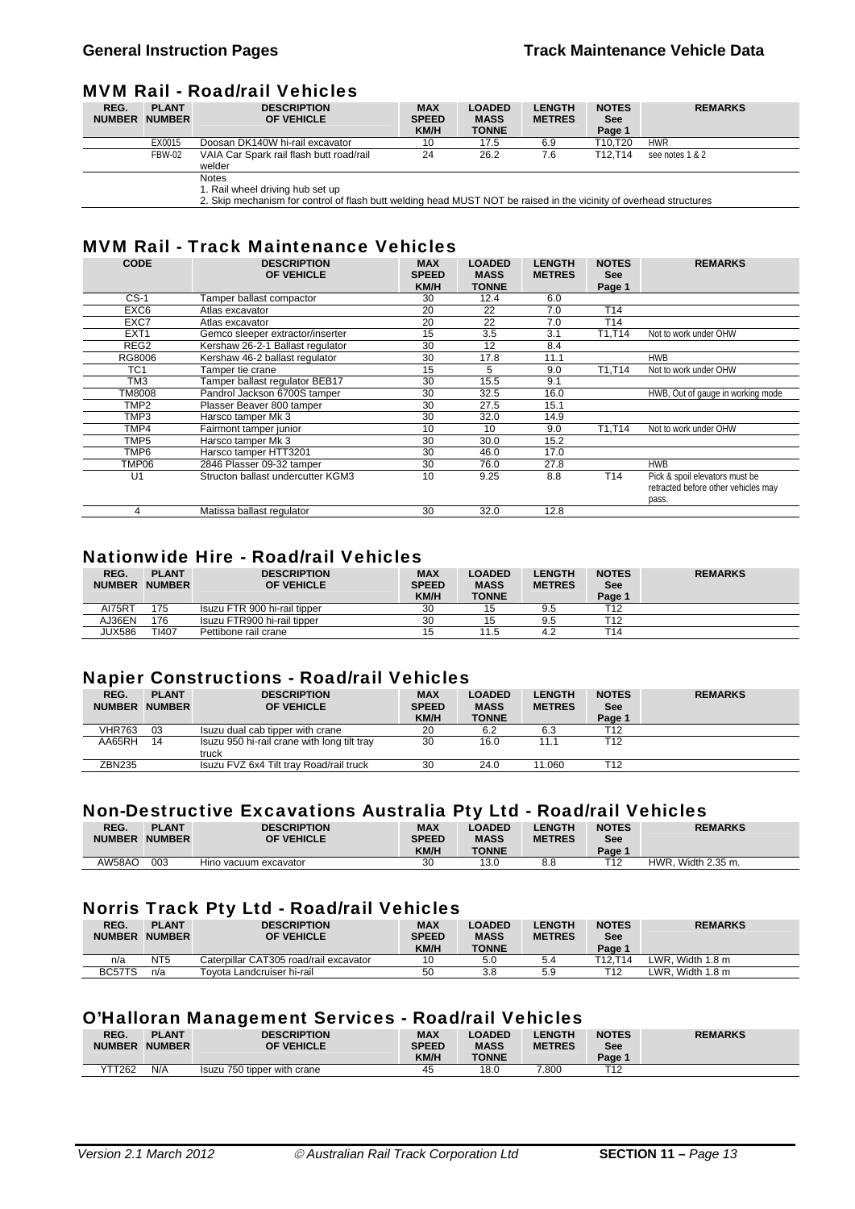## MVM Rail - Road/rail Vehicles

| REG. NUMBER | PLANT NUMBER | DESCRIPTION OF VEHICLE | MAX SPEED KM/H | LOADED MASS TONNE | LENGTH METRES | NOTES See Page 1 | REMARKS |
|---|---|---|---|---|---|---|---|
| | EX0015 | Doosan DK140W hi-rail excavator | 10 | 17.5 | 6.9 | T10,T20 | HWR |
| | FBW-02 | VAIA Car Spark rail flash butt road/rail welder | 24 | 26.2 | 7.6 | T12,T14 | see notes 1 & 2 |
| | | Notes<br>1. Rail wheel driving hub set up<br>2. Skip mechanism for control of flash butt welding head MUST NOT be raised in the vicinity of overhead structures | | | | | |

## MVM Rail - Track Maintenance Vehicles

| CODE | DESCRIPTION OF VEHICLE | MAX SPEED KM/H | LOADED MASS TONNE | LENGTH METRES | NOTES See Page 1 | REMARKS |
|---|---|---|---|---|---|---|
| CS-1 | Tamper ballast compactor | 30 | 12.4 | 6.0 | | |
| EXC6 | Atlas excavator | 20 | 22 | 7.0 | T14 | |
| EXC7 | Atlas excavator | 20 | 22 | 7.0 | T14 | |
| EXT1 | Gemco sleeper extractor/inserter | 15 | 3.5 | 3.1 | T1,T14 | Not to work under OHW |
| REG2 | Kershaw 26-2-1 Ballast regulator | 30 | 12 | 8.4 | | |
| RG8006 | Kershaw 46-2 ballast regulator | 30 | 17.8 | 11.1 | | HWB |
| TC1 | Tamper tie crane | 15 | 5 | 9.0 | T1,T14 | Not to work under OHW |
| TM3 | Tamper ballast regulator BEB17 | 30 | 15.5 | 9.1 | | |
| TM8008 | Pandrol Jackson 6700S tamper | 30 | 32.5 | 16.0 | | HWB, Out of gauge in working mode |
| TMP2 | Plasser Beaver 800 tamper | 30 | 27.5 | 15.1 | | |
| TMP3 | Harsco tamper Mk 3 | 30 | 32.0 | 14.9 | | |
| TMP4 | Fairmont tamper junior | 10 | 10 | 9.0 | T1,T14 | Not to work under OHW |
| TMP5 | Harsco tamper Mk 3 | 30 | 30.0 | 15.2 | | |
| TMP6 | Harsco tamper HTT3201 | 30 | 46.0 | 17.0 | | |
| TMP06 | 2846 Plasser 09-32 tamper | 30 | 76.0 | 27.8 | | HWB |
| U1 | Structon ballast undercutter KGM3 | 10 | 9.25 | 8.8 | T14 | Pick & spoil elevators must be retracted before other vehicles may pass. |
| 4 | Matissa ballast regulator | 30 | 32.0 | 12.8 | | |

## Nationwide Hire - Road/rail Vehicles

| REG. NUMBER | PLANT NUMBER | DESCRIPTION OF VEHICLE | MAX SPEED KM/H | LOADED MASS TONNE | LENGTH METRES | NOTES See Page 1 | REMARKS |
|---|---|---|---|---|---|---|---|
| AI75RT | 175 | Isuzu FTR 900 hi-rail tipper | 30 | 15 | 9.5 | T12 | |
| AJ36EN | 176 | Isuzu FTR900 hi-rail tipper | 30 | 15 | 9.5 | T12 | |
| JUX586 | TI407 | Pettibone rail crane | 15 | 11.5 | 4.2 | T14 | |

## Napier Constructions - Road/rail Vehicles

| REG. NUMBER | PLANT NUMBER | DESCRIPTION OF VEHICLE | MAX SPEED KM/H | LOADED MASS TONNE | LENGTH METRES | NOTES See Page 1 | REMARKS |
|---|---|---|---|---|---|---|---|
| VHR763 | 03 | Isuzu dual cab tipper with crane | 20 | 6.2 | 6.3 | T12 | |
| AA65RH | 14 | Isuzu 950 hi-rail crane with long tilt tray truck | 30 | 16.0 | 11.1 | T12 | |
| ZBN235 | | Isuzu FVZ 6x4 Tilt tray Road/rail truck | 30 | 24.0 | 11.060 | T12 | |

## Non-Destructive Excavations Australia Pty Ltd - Road/rail Vehicles

| REG. NUMBER | PLANT NUMBER | DESCRIPTION OF VEHICLE | MAX SPEED KM/H | LOADED MASS TONNE | LENGTH METRES | NOTES See Page 1 | REMARKS |
|---|---|---|---|---|---|---|---|
| AW58AO | 003 | Hino vacuum excavator | 30 | 13.0 | 8.8 | T12 | HWR, Width 2.35 m. |

## Norris Track Pty Ltd - Road/rail Vehicles

| REG. NUMBER | PLANT NUMBER | DESCRIPTION OF VEHICLE | MAX SPEED KM/H | LOADED MASS TONNE | LENGTH METRES | NOTES See Page 1 | REMARKS |
|---|---|---|---|---|---|---|---|
| n/a | NT5 | Caterpillar CAT305 road/rail excavator | 10 | 5.0 | 5.4 | T12,T14 | LWR, Width 1.8 m |
| BC57TS | n/a | Toyota Landcruiser hi-rail | 50 | 3.8 | 5.9 | T12 | LWR, Width 1.8 m |

## O'Halloran Management Services - Road/rail Vehicles

| REG. NUMBER | PLANT NUMBER | DESCRIPTION OF VEHICLE | MAX SPEED KM/H | LOADED MASS TONNE | LENGTH METRES | NOTES See Page 1 | REMARKS |
|---|---|---|---|---|---|---|---|
| YTT262 | N/A | Isuzu 750 tipper with crane | 45 | 18.0 | 7.800 | T12 | |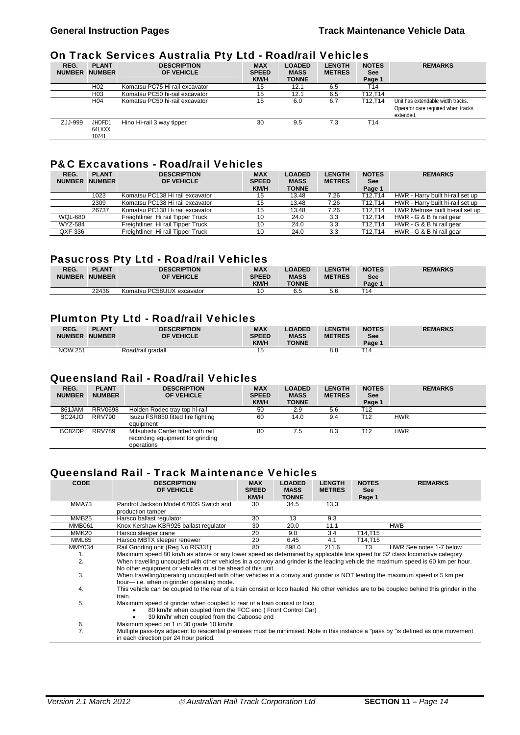## On Track Services Australia Pty Ltd - Road/rail Vehicles

| REG. NUMBER | PLANT NUMBER | DESCRIPTION OF VEHICLE | MAX SPEED KM/H | LOADED MASS TONNE | LENGTH METRES | NOTES See Page 1 | REMARKS |
|---|---|---|---|---|---|---|---|
| | H02 | Komatsu PC75 Hi rail excavator | 15 | 12.1 | 6.5 | T14 | |
| | H03 | Komatsu PC50 hi-rail excavator | 15 | 12.1 | 6.5 | T12,T14 | |
| | H04 | Komatsu PC50 hi-rail excavator | 15 | 6.0 | 6.7 | T12,T14 | Unit has extendable width tracks. Operator care required when tracks extended. |
| ZJJ-999 | JHDFD1 64LXXX 10741 | Hino Hi-rail 3 way tipper | 30 | 9.5 | 7.3 | T14 | |

## P&C Excavations - Road/rail Vehicles

| REG. NUMBER | PLANT NUMBER | DESCRIPTION OF VEHICLE | MAX SPEED KM/H | LOADED MASS TONNE | LENGTH METRES | NOTES See Page 1 | REMARKS |
|---|---|---|---|---|---|---|---|
| | 1023 | Komatsu PC138 Hi rail excavator | 15 | 13.48 | 7.26 | T12,T14 | HWR - Harry built hi-rail set up |
| | 2309 | Komatsu PC138 Hi rail excavator | 15 | 13.48 | 7.26 | T12,T14 | HWR - Harry built hi-rail set up |
| | 26737 | Komatsu PC138 Hi rail excavator | 15 | 13.48 | 7.26 | T12,T14 | HWR Melrose built hi-rail set up |
| WQL-680 | | Freightliner Hi rail Tipper Truck | 10 | 24.0 | 3.3 | T12,T14 | HWR - G & B hi rail gear |
| WYZ-584 | | Freightliner Hi rail Tipper Truck | 10 | 24.0 | 3.3 | T12,T14 | HWR - G & B hi rail gear |
| QXF-336 | | Freightliner Hi rail Tipper Truck | 10 | 24.0 | 3.3 | T12,T14 | HWR - G & B hi rail gear |

## Pasucross Pty Ltd - Road/rail Vehicles

| REG. NUMBER | PLANT NUMBER | DESCRIPTION OF VEHICLE | MAX SPEED KM/H | LOADED MASS TONNE | LENGTH METRES | NOTES See Page 1 | REMARKS |
|---|---|---|---|---|---|---|---|
| | 22436 | Komatsu PC58UUX excavator | 10 | 6.5 | 5.6 | T14 | |

## Plumton Pty Ltd - Road/rail Vehicles

| REG. NUMBER | PLANT NUMBER | DESCRIPTION OF VEHICLE | MAX SPEED KM/H | LOADED MASS TONNE | LENGTH METRES | NOTES See Page 1 | REMARKS |
|---|---|---|---|---|---|---|---|
| NOW 251 | | Road/rail gradall | 15 | | 8.8 | T14 | |

## Queensland Rail - Road/rail Vehicles

| REG. NUMBER | PLANT NUMBER | DESCRIPTION OF VEHICLE | MAX SPEED KM/H | LOADED MASS TONNE | LENGTH METRES | NOTES See Page 1 | REMARKS |
|---|---|---|---|---|---|---|---|
| 861JAM | RRV0698 | Holden Rodeo tray top hi-rail | 50 | 2.9 | 5.6 | T12 | |
| BC24JO | RRV790 | Isuzu FSR850 fitted fire fighting equipment | 60 | 14.0 | 9.4 | T12 | HWR |
| BC82DP | RRV789 | Mitsubishi Canter fitted with rail recording equipment for grinding operations | 80 | 7.5 | 8.3 | T12 | HWR |

## Queensland Rail - Track Maintenance Vehicles

| CODE | DESCRIPTION OF VEHICLE | MAX SPEED KM/H | LOADED MASS TONNE | LENGTH METRES | NOTES See Page 1 | REMARKS |
|---|---|---|---|---|---|---|
| MMA73 | Pandrol Jackson Model 6700S Switch and production tamper | 30 | 34.5 | 13.3 | | |
| MMB25 | Harsco ballast regulator | 30 | 13 | 9.3 | | |
| MMB061 | Knox Kershaw KBR925 ballast regulator | 30 | 20.0 | 11.1 | | HWB |
| MMK20 | Harsco sleeper crane | 20 | 9.0 | 3.4 | T14,T15 | |
| MML85 | Harsco MBTX sleeper renewer | 20 | 6.45 | 4.1 | T14,T15 | |
| MMY034 | Rail Grinding unit (Reg No RG331) | 80 | 898.0 | 211.6 | T3 | HWR See notes 1-7 below |

1. Maximum speed 80 km/h as above or any lower speed as determined by applicable line speed for S2 class locomotive category.
2. When travelling uncoupled with other vehicles in a convoy and grinder is the leading vehicle the maximum speed is 60 km per hour. No other equipment or vehicles must be ahead of this unit.
3. When travelling/operating uncoupled with other vehicles in a convoy and grinder is NOT leading the maximum speed is 5 km per hour— i.e. when in grinder operating mode.
4. This vehicle can be coupled to the rear of a train consist or loco hauled. No other vehicles are to be coupled behind this grinder in the train.
5. Maximum speed of grinder when coupled to rear of a train consist or loco
   - 80 km/hr when coupled from the FCC end ( Front Control Car)
   - 30 km/hr when coupled from the Caboose end
6. Maximum speed on 1 in 30 grade 10 km/hr.
7. Multiple pass-bys adjacent to residential premises must be minimised. Note in this instance a "pass by "is defined as one movement in each direction per 24 hour period.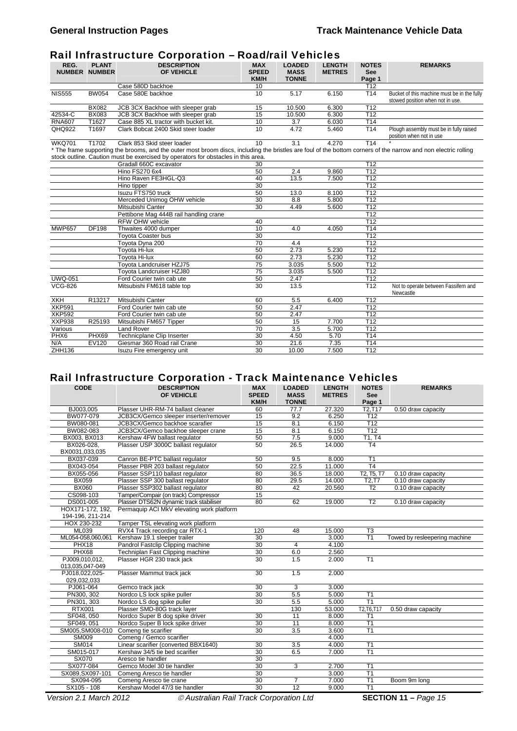## Rail Infrastructure Corporation – Road/rail Vehicles

| REG. NUMBER | PLANT NUMBER | DESCRIPTION OF VEHICLE | MAX SPEED KM/H | LOADED MASS TONNE | LENGTH METRES | NOTES See Page 1 | REMARKS |
|---|---|---|---|---|---|---|---|
| | | Case 580D backhoe | 10 | | | T12 | |
| NIS555 | BW054 | Case 580E backhoe | 10 | 5.17 | 6.150 | T14 | Bucket of this machine must be in the fully stowed position when not in use. |
| | BX082 | JCB 3CX Backhoe with sleeper grab | 15 | 10.500 | 6.300 | T12 | |
| 42534-C | BX083 | JCB 3CX Backhoe with sleeper grab | 15 | 10.500 | 6.300 | T12 | |
| RNA607 | T1627 | Case 885 XL tractor with bucket kit. | 10 | 3.7 | 6.030 | T14 | |
| QHQ922 | T1697 | Clark Bobcat 2400 Skid steer loader | 10 | 4.72 | 5.460 | T14 | Plough assembly must be in fully raised position when not in use |
| WKQ701 | T1702 | Clark 853 Skid steer loader | 10 | 3.1 | 4.270 | T14 | * |

* The frame supporting the brooms, and the outer most broom discs, including the bristles are foul of the bottom corners of the narrow and non electric rolling stock outline. Caution must be exercised by operators for obstacles in this area.

| REG. NUMBER | PLANT NUMBER | DESCRIPTION OF VEHICLE | MAX SPEED KM/H | LOADED MASS TONNE | LENGTH METRES | NOTES See Page 1 | REMARKS |
|---|---|---|---|---|---|---|---|
| | | Gradall 660C excavator | 30 | | | T12 | |
| | | Hino FS270 6x4 | 50 | 2.4 | 9.860 | T12 | |
| | | Hino Raven FE3HGL-Q3 | 40 | 13.5 | 7.500 | T12 | |
| | | Hino tipper | 30 | | | T12 | |
| | | Isuzu FTS750 truck | 50 | 13.0 | 8.100 | T12 | |
| | | Merceded Unimog OHW vehicle | 30 | 8.8 | 5.800 | T12 | |
| | | Mitsubishi Canter | 30 | 4.49 | 5.600 | T12 | |
| | | Pettibone Mag 444B rail handling crane | | | | T12 | |
| | | RFW OHW vehicle | 40 | | | T12 | |
| MWP657 | DF198 | Thwaites 4000 dumper | 10 | 4.0 | 4.050 | T14 | |
| | | Toyota Coaster bus | 30 | | | T12 | |
| | | Toyota Dyna 200 | 70 | 4.4 | | T12 | |
| | | Toyota Hi-lux | 50 | 2.73 | 5.230 | T12 | |
| | | Toyota Hi-lux | 60 | 2.73 | 5.230 | T12 | |
| | | Toyota Landcruiser HZJ75 | 75 | 3.035 | 5.500 | T12 | |
| | | Toyota Landcruiser HZJ80 | 75 | 3.035 | 5.500 | T12 | |
| UWQ-051 | | Ford Courier twin cab ute | 50 | 2.47 | | T12 | |
| VCG-826 | | Mitsubishi FM618 table top | 30 | 13.5 | | T12 | Not to operate between Fassifern and Newcastle |
| XKH | R13217 | Mitsubishi Canter | 60 | 5.5 | 6.400 | T12 | |
| XKP591 | | Ford Courier twin cab ute | 50 | 2.47 | | T12 | |
| XKP592 | | Ford Courier twin cab ute | 50 | 2.47 | | T12 | |
| XXP938 | R25193 | Mitsubishi FM657 Tipper | 50 | 15 | 7.700 | T12 | |
| Various | | Land Rover | 70 | 3.5 | 5.700 | T12 | |
| PHX6 | PHX69 | Technicplane Clip Inserter | 30 | 4.50 | 5.70 | T14 | |
| N/A | EV120 | Giesmar 360 Road rail Crane | 30 | 21.6 | 7.35 | T14 | |
| ZHH136 | | Isuzu Fire emergency unit | 30 | 10.00 | 7.500 | T12 | |

## Rail Infrastructure Corporation - Track Maintenance Vehicles

| CODE | DESCRIPTION OF VEHICLE | MAX SPEED KM/H | LOADED MASS TONNE | LENGTH METRES | NOTES See Page 1 | REMARKS |
|---|---|---|---|---|---|---|
| BJ003,005 | Plasser UHR-RM-74 ballast cleaner | 60 | 77.7 | 27.320 | T2,T17 | 0.50 draw capacity |
| BW077-079 | JCB3CX/Gemco sleeper inserter/remover | 15 | 9.2 | 6.250 | T12 | |
| BW080-081 | JCB3CX/Gemco backhoe scarafier | 15 | 8.1 | 6.150 | T12 | |
| BW082-083 | JCB3CX/Gemco backhoe sleeper crane | 15 | 8.1 | 6.150 | T12 | |
| BX003, BX013 | Kershaw 4FW ballast regulator | 50 | 7.5 | 9.000 | T1, T4 | |
| BX026-028, BX0031,033,035 | Plasser USP 3000C ballast regulator | 50 | 26.5 | 14.000 | T4 | |
| BX037-039 | Canron BE-PTC ballast regulator | 50 | 9.5 | 8.000 | T1 | |
| BX043-054 | Plasser PBR 203 ballast regulator | 50 | 22.5 | 11.000 | T4 | |
| BX055-056 | Plasser SSP110 ballast regulator | 80 | 36.5 | 18.000 | T2, T5, T7 | 0.10 draw capacity |
| BX059 | Plasser SSP 300 ballast regulator | 80 | 29.5 | 14.000 | T2,T7 | 0.10 draw capacity |
| BX060 | Plasser SSP302 ballast regulator | 80 | 42 | 20.560 | T2 | 0.10 draw capacity |
| CS098-103 | Tamper/Compair (on track) Compressor | 15 | | | | |
| DS001-005 | Plasser DTS62N dynamic track stabiliser | 80 | 62 | 19.000 | T2 | 0.10 draw capacity |
| HOX171-172, 192, 194-196, 211-214 | Permaquip ACI MkV elevating work platform | | | | | |
| HOX 230-232 | Tamper TSL elevating work platform | | | | | |
| ML039 | RVX4 Track recording car RTX-1 | 120 | 48 | 15.000 | T3 | |
| ML054-058,060,061 | Kershaw 19.1 sleeper trailer | 30 | | 3.000 | T1 | Towed by resleepering machine |
| PHX18 | Pandrol Fastclip Clipping machine | 30 | 4 | 4.100 | | |
| PHX68 | Techniplan Fast Clipping machine | 30 | 6.0 | 2.560 | | |
| PJ009,010,012, 013,035,047-049 | Plasser HGR 230 track jack | 30 | 1.5 | 2.000 | T1 | |
| PJ018,022,025-029,032,033 | Plasser Mammut track jack | 30 | 1.5 | 2.000 | | |
| PJ061-064 | Gemco track jack | 30 | 3 | 3.000 | | |
| PN300, 302 | Nordco LS lock spike puller | 30 | 5.5 | 5.000 | T1 | |
| PN301, 303 | Nordco LS dog spike puller | 30 | 5.5 | 5.000 | T1 | |
| RTX001 | Plasser SMD-80G track layer | | 130 | 53.000 | T2,T6,T17 | 0.50 draw capacity |
| SF048, 050 | Nordco Super B dog spike driver | 30 | 11 | 8.000 | T1 | |
| SF049, 051 | Nordco Super B lock spike driver | 30 | 11 | 8.000 | T1 | |
| SM005,SM008-010 | Comeng tie scarifier | 30 | 3.5 | 3.600 | T1 | |
| SM009 | Comeng / Gemco scarifier | | | 4.000 | | |
| SM014 | Linear scarifier (converted BBX1640) | 30 | 3.5 | 4.000 | T1 | |
| SM015-017 | Kershaw 34/5 tie bed scarifier | 30 | 6.5 | 7.000 | T1 | |
| SX070 | Aresco tie handler | 30 | | | | |
| SX077-084 | Gemco Model 30 tie handler | 30 | 3 | 2.700 | T1 | |
| SX089,SX097-101 | Comeng Aresco tie handler | 30 | | 3.000 | T1 | |
| SX094-095 | Comeng Aresco tie crane | 30 | 7 | 7.000 | T1 | Boom 9m long |
| SX105 - 108 | Kershaw Model 47/3 tie handler | 30 | 12 | 9.000 | T1 | |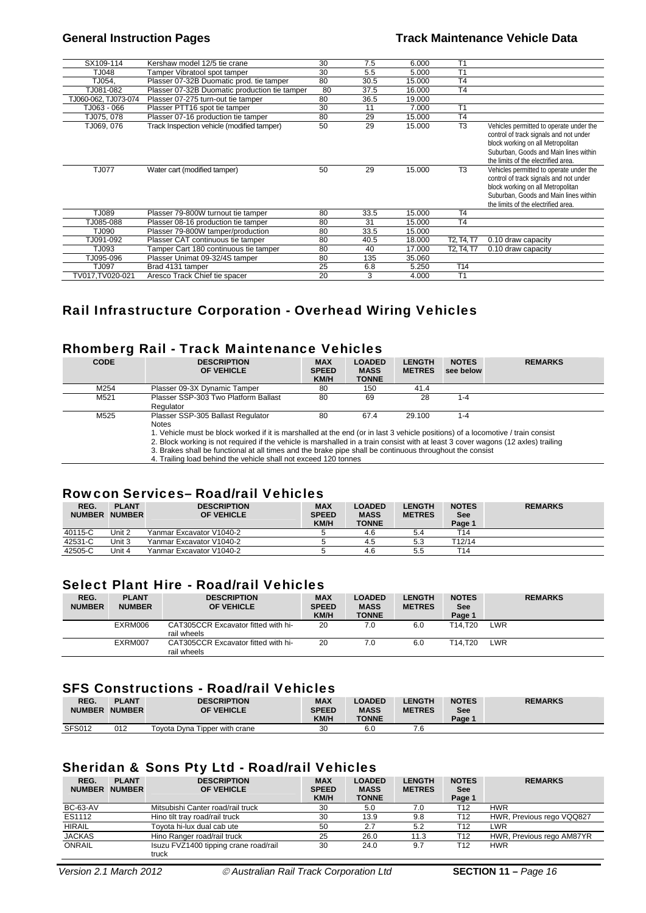| | | | | | | |
|---|---|---|---|---|---|---|
| SX109-114 | Kershaw model 12/5 tie crane | 30 | 7.5 | 6.000 | T1 | |
| TJ048 | Tamper Vibratool spot tamper | 30 | 5.5 | 5.000 | T1 | |
| TJ054, | Plasser 07-32B Duomatic prod. tie tamper | 80 | 30.5 | 15.000 | T4 | |
| TJ081-082 | Plasser 07-32B Duomatic production tie tamper | 80 | 37.5 | 16.000 | T4 | |
| TJ060-062, TJ073-074 | Plasser 07-275 turn-out tie tamper | 80 | 36.5 | 19.000 | | |
| TJ063 - 066 | Plasser PTT16 spot tie tamper | 30 | 11 | 7.000 | T1 | |
| TJ075, 078 | Plasser 07-16 production tie tamper | 80 | 29 | 15.000 | T4 | |
| TJ069, 076 | Track Inspection vehicle (modified tamper) | 50 | 29 | 15.000 | T3 | Vehicles permitted to operate under the control of track signals and not under block working on all Metropolitan Suburban, Goods and Main lines within the limits of the electrified area. |
| TJ077 | Water cart (modified tamper) | 50 | 29 | 15.000 | T3 | Vehicles permitted to operate under the control of track signals and not under block working on all Metropolitan Suburban, Goods and Main lines within the limits of the electrified area. |
| TJ089 | Plasser 79-800W turnout tie tamper | 80 | 33.5 | 15.000 | T4 | |
| TJ085-088 | Plasser 08-16 production tie tamper | 80 | 31 | 15.000 | T4 | |
| TJ090 | Plasser 79-800W tamper/production | 80 | 33.5 | 15.000 | | |
| TJ091-092 | Plasser CAT continuous tie tamper | 80 | 40.5 | 18.000 | T2, T4, T7 | 0.10 draw capacity |
| TJ093 | Tamper Cart 180 continuous tie tamper | 80 | 40 | 17.000 | T2, T4, T7 | 0.10 draw capacity |
| TJ095-096 | Plasser Unimat 09-32/4S tamper | 80 | 135 | 35.060 | | |
| TJ097 | Brad 4131 tamper | 25 | 6.8 | 5.250 | T14 | |
| TV017,TV020-021 | Aresco Track Chief tie spacer | 20 | 3 | 4.000 | T1 | |

## Rail Infrastructure Corporation - Overhead Wiring Vehicles

## Rhomberg Rail - Track Maintenance Vehicles

| CODE | DESCRIPTION OF VEHICLE | MAX SPEED KM/H | LOADED MASS TONNE | LENGTH METRES | NOTES see below | REMARKS |
|---|---|---|---|---|---|---|
| M254 | Plasser 09-3X Dynamic Tamper | 80 | 150 | 41.4 | | |
| M521 | Plasser SSP-303 Two Platform Ballast Regulator | 80 | 69 | 28 | 1-4 | |
| M525 | Plasser SSP-305 Ballast Regulator | 80 | 67.4 | 29.100 | 1-4 | |

Notes

1. Vehicle must be block worked if it is marshalled at the end (or in last 3 vehicle positions) of a locomotive / train consist
2. Block working is not required if the vehicle is marshalled in a train consist with at least 3 cover wagons (12 axles) trailing
3. Brakes shall be functional at all times and the brake pipe shall be continuous throughout the consist
4. Trailing load behind the vehicle shall not exceed 120 tonnes

## Rowcon Services– Road/rail Vehicles

| REG. NUMBER | PLANT NUMBER | DESCRIPTION OF VEHICLE | MAX SPEED KM/H | LOADED MASS TONNE | LENGTH METRES | NOTES See Page 1 | REMARKS |
|---|---|---|---|---|---|---|---|
| 40115-C | Unit 2 | Yanmar Excavator V1040-2 | 5 | 4.6 | 5.4 | T14 | |
| 42531-C | Unit 3 | Yanmar Excavator V1040-2 | 5 | 4.5 | 5.3 | T12/14 | |
| 42505-C | Unit 4 | Yanmar Excavator V1040-2 | 5 | 4.6 | 5.5 | T14 | |

## Select Plant Hire - Road/rail Vehicles

| REG. NUMBER | PLANT NUMBER | DESCRIPTION OF VEHICLE | MAX SPEED KM/H | LOADED MASS TONNE | LENGTH METRES | NOTES See Page 1 | REMARKS |
|---|---|---|---|---|---|---|---|
| | EXRM006 | CAT305CCR Excavator fitted with hi-rail wheels | 20 | 7.0 | 6.0 | T14,T20 | LWR |
| | EXRM007 | CAT305CCR Excavator fitted with hi-rail wheels | 20 | 7.0 | 6.0 | T14,T20 | LWR |

## SFS Constructions - Road/rail Vehicles

| REG. NUMBER | PLANT NUMBER | DESCRIPTION OF VEHICLE | MAX SPEED KM/H | LOADED MASS TONNE | LENGTH METRES | NOTES See Page 1 | REMARKS |
|---|---|---|---|---|---|---|---|
| SFS012 | 012 | Toyota Dyna Tipper with crane | 30 | 6.0 | 7.6 | | |

## Sheridan & Sons Pty Ltd - Road/rail Vehicles

| REG. NUMBER | PLANT NUMBER | DESCRIPTION OF VEHICLE | MAX SPEED KM/H | LOADED MASS TONNE | LENGTH METRES | NOTES See Page 1 | REMARKS |
|---|---|---|---|---|---|---|---|
| BC-63-AV | | Mitsubishi Canter road/rail truck | 30 | 5.0 | 7.0 | T12 | HWR |
| ES1112 | | Hino tilt tray road/rail truck | 30 | 13.9 | 9.8 | T12 | HWR, Previous rego VQQ827 |
| HIRAIL | | Toyota hi-lux dual cab ute | 50 | 2.7 | 5.2 | T12 | LWR |
| JACKAS | | Hino Ranger road/rail truck | 25 | 26.0 | 11.3 | T12 | HWR, Previous rego AM87YR |
| ONRAIL | | Isuzu FVZ1400 tipping crane road/rail truck | 30 | 24.0 | 9.7 | T12 | HWR |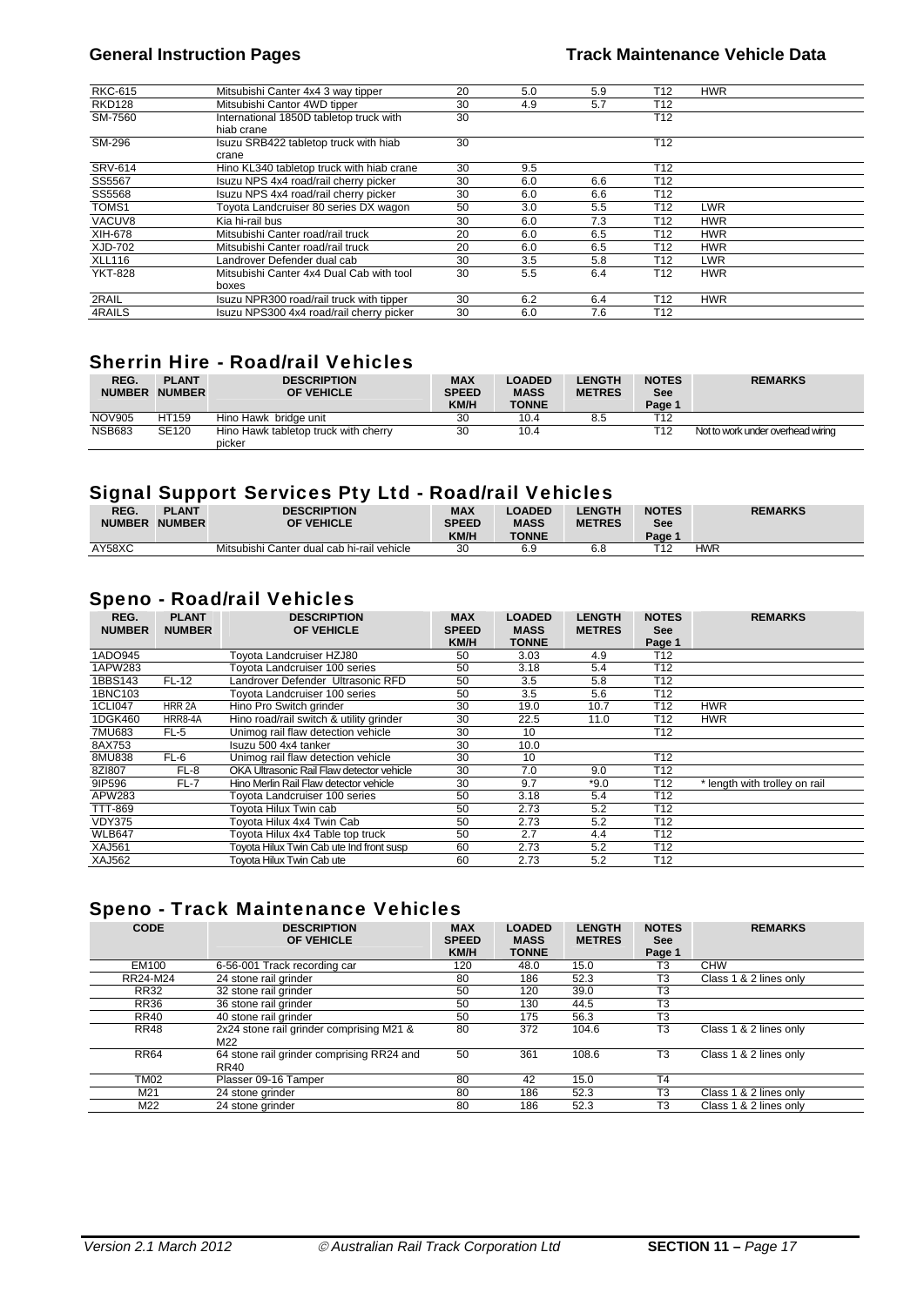| | | | | | | | |
|---|---|---|---|---|---|---|---|
| RKC-615 | | Mitsubishi Canter 4x4 3 way tipper | 20 | 5.0 | 5.9 | T12 | HWR |
| RKD128 | | Mitsubishi Cantor 4WD tipper | 30 | 4.9 | 5.7 | T12 | |
| SM-7560 | | International 1850D tabletop truck with hiab crane | 30 | | | T12 | |
| SM-296 | | Isuzu SRB422 tabletop truck with hiab crane | 30 | | | T12 | |
| SRV-614 | | Hino KL340 tabletop truck with hiab crane | 30 | 9.5 | | T12 | |
| SS5567 | | Isuzu NPS 4x4 road/rail cherry picker | 30 | 6.0 | 6.6 | T12 | |
| SS5568 | | Isuzu NPS 4x4 road/rail cherry picker | 30 | 6.0 | 6.6 | T12 | |
| TOMS1 | | Toyota Landcruiser 80 series DX wagon | 50 | 3.0 | 5.5 | T12 | LWR |
| VACUV8 | | Kia hi-rail bus | 30 | 6.0 | 7.3 | T12 | HWR |
| XIH-678 | | Mitsubishi Canter road/rail truck | 20 | 6.0 | 6.5 | T12 | HWR |
| XJD-702 | | Mitsubishi Canter road/rail truck | 20 | 6.0 | 6.5 | T12 | HWR |
| XLL116 | | Landrover Defender dual cab | 30 | 3.5 | 5.8 | T12 | LWR |
| YKT-828 | | Mitsubishi Canter 4x4 Dual Cab with tool boxes | 30 | 5.5 | 6.4 | T12 | HWR |
| 2RAIL | | Isuzu NPR300 road/rail truck with tipper | 30 | 6.2 | 6.4 | T12 | HWR |
| 4RAILS | | Isuzu NPS300 4x4 road/rail cherry picker | 30 | 6.0 | 7.6 | T12 | |

## Sherrin Hire - Road/rail Vehicles

| REG. NUMBER | PLANT NUMBER | DESCRIPTION OF VEHICLE | MAX SPEED KM/H | LOADED MASS TONNE | LENGTH METRES | NOTES See Page 1 | REMARKS |
|---|---|---|---|---|---|---|---|
| NOV905 | HT159 | Hino Hawk bridge unit | 30 | 10.4 | 8.5 | T12 | |
| NSB683 | SE120 | Hino Hawk tabletop truck with cherry picker | 30 | 10.4 | | T12 | Not to work under overhead wiring |

## Signal Support Services Pty Ltd - Road/rail Vehicles

| REG. NUMBER | PLANT NUMBER | DESCRIPTION OF VEHICLE | MAX SPEED KM/H | LOADED MASS TONNE | LENGTH METRES | NOTES See Page 1 | REMARKS |
|---|---|---|---|---|---|---|---|
| AY58XC | | Mitsubishi Canter dual cab hi-rail vehicle | 30 | 6.9 | 6.8 | T12 | HWR |

## Speno - Road/rail Vehicles

| REG. NUMBER | PLANT NUMBER | DESCRIPTION OF VEHICLE | MAX SPEED KM/H | LOADED MASS TONNE | LENGTH METRES | NOTES See Page 1 | REMARKS |
|---|---|---|---|---|---|---|---|
| 1ADO945 | | Toyota Landcruiser HZJ80 | 50 | 3.03 | 4.9 | T12 | |
| 1APW283 | | Toyota Landcruiser 100 series | 50 | 3.18 | 5.4 | T12 | |
| 1BBS143 | FL-12 | Landrover Defender Ultrasonic RFD | 50 | 3.5 | 5.8 | T12 | |
| 1BNC103 | | Toyota Landcruiser 100 series | 50 | 3.5 | 5.6 | T12 | |
| 1CLI047 | HRR 2A | Hino Pro Switch grinder | 30 | 19.0 | 10.7 | T12 | HWR |
| 1DGK460 | HRR8-4A | Hino road/rail switch & utility grinder | 30 | 22.5 | 11.0 | T12 | HWR |
| 7MU683 | FL-5 | Unimog rail flaw detection vehicle | 30 | 10 | | T12 | |
| 8AX753 | | Isuzu 500 4x4 tanker | 30 | 10.0 | | | |
| 8MU838 | FL-6 | Unimog rail flaw detection vehicle | 30 | 10 | | T12 | |
| 8ZI807 | FL-8 | OKA Ultrasonic Rail Flaw detector vehicle | 30 | 7.0 | 9.0 | T12 | |
| 9IP596 | FL-7 | Hino Merlin Rail Flaw detector vehicle | 30 | 9.7 | *9.0 | T12 | * length with trolley on rail |
| APW283 | | Toyota Landcruiser 100 series | 50 | 3.18 | 5.4 | T12 | |
| TTT-869 | | Toyota Hilux Twin cab | 50 | 2.73 | 5.2 | T12 | |
| VDY375 | | Toyota Hilux 4x4 Twin Cab | 50 | 2.73 | 5.2 | T12 | |
| WLB647 | | Toyota Hilux 4x4 Table top truck | 50 | 2.7 | 4.4 | T12 | |
| XAJ561 | | Toyota Hilux Twin Cab ute Ind front susp | 60 | 2.73 | 5.2 | T12 | |
| XAJ562 | | Toyota Hilux Twin Cab ute | 60 | 2.73 | 5.2 | T12 | |

## Speno - Track Maintenance Vehicles

| CODE | DESCRIPTION OF VEHICLE | MAX SPEED KM/H | LOADED MASS TONNE | LENGTH METRES | NOTES See Page 1 | REMARKS |
|---|---|---|---|---|---|---|
| EM100 | 6-56-001 Track recording car | 120 | 48.0 | 15.0 | T3 | CHW |
| RR24-M24 | 24 stone rail grinder | 80 | 186 | 52.3 | T3 | Class 1 & 2 lines only |
| RR32 | 32 stone rail grinder | 50 | 120 | 39.0 | T3 | |
| RR36 | 36 stone rail grinder | 50 | 130 | 44.5 | T3 | |
| RR40 | 40 stone rail grinder | 50 | 175 | 56.3 | T3 | |
| RR48 | 2x24 stone rail grinder comprising M21 & M22 | 80 | 372 | 104.6 | T3 | Class 1 & 2 lines only |
| RR64 | 64 stone rail grinder comprising RR24 and RR40 | 50 | 361 | 108.6 | T3 | Class 1 & 2 lines only |
| TM02 | Plasser 09-16 Tamper | 80 | 42 | 15.0 | T4 | |
| M21 | 24 stone grinder | 80 | 186 | 52.3 | T3 | Class 1 & 2 lines only |
| M22 | 24 stone grinder | 80 | 186 | 52.3 | T3 | Class 1 & 2 lines only |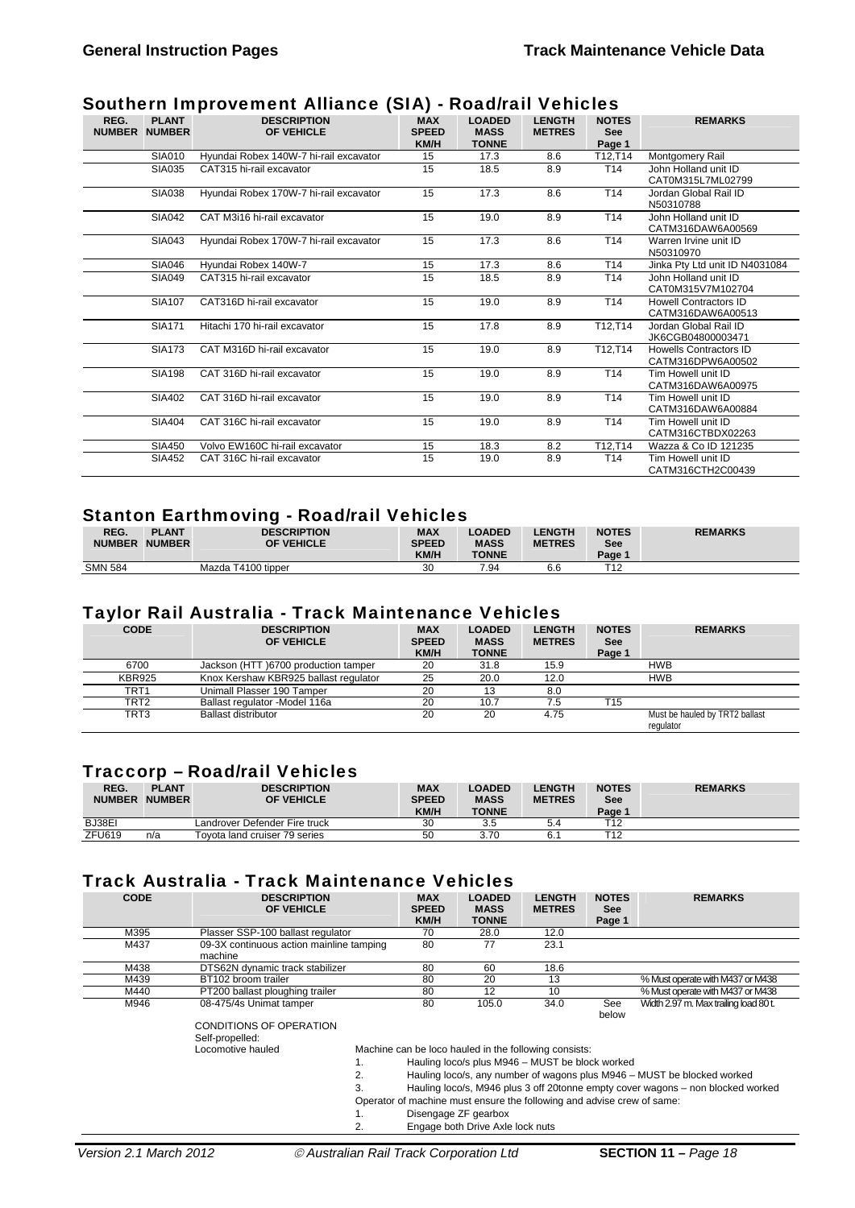## Southern Improvement Alliance (SIA) - Road/rail Vehicles

| REG. NUMBER | PLANT NUMBER | DESCRIPTION OF VEHICLE | MAX SPEED KM/H | LOADED MASS TONNE | LENGTH METRES | NOTES See Page 1 | REMARKS |
|---|---|---|---|---|---|---|---|
| | SIA010 | Hyundai Robex 140W-7 hi-rail excavator | 15 | 17.3 | 8.6 | T12,T14 | Montgomery Rail |
| | SIA035 | CAT315 hi-rail excavator | 15 | 18.5 | 8.9 | T14 | John Holland unit ID CAT0M315L7ML02799 |
| | SIA038 | Hyundai Robex 170W-7 hi-rail excavator | 15 | 17.3 | 8.6 | T14 | Jordan Global Rail ID N50310788 |
| | SIA042 | CAT M3i16 hi-rail excavator | 15 | 19.0 | 8.9 | T14 | John Holland unit ID CATM316DAW6A00569 |
| | SIA043 | Hyundai Robex 170W-7 hi-rail excavator | 15 | 17.3 | 8.6 | T14 | Warren Irvine unit ID N50310970 |
| | SIA046 | Hyundai Robex 140W-7 | 15 | 17.3 | 8.6 | T14 | Jinka Pty Ltd unit ID N4031084 |
| | SIA049 | CAT315 hi-rail excavator | 15 | 18.5 | 8.9 | T14 | John Holland unit ID CAT0M315V7M102704 |
| | SIA107 | CAT316D hi-rail excavator | 15 | 19.0 | 8.9 | T14 | Howell Contractors ID CATM316DAW6A00513 |
| | SIA171 | Hitachi 170 hi-rail excavator | 15 | 17.8 | 8.9 | T12,T14 | Jordan Global Rail ID JK6CGB04800003471 |
| | SIA173 | CAT M316D hi-rail excavator | 15 | 19.0 | 8.9 | T12,T14 | Howells Contractors ID CATM316DPW6A00502 |
| | SIA198 | CAT 316D hi-rail excavator | 15 | 19.0 | 8.9 | T14 | Tim Howell unit ID CATM316DAW6A00975 |
| | SIA402 | CAT 316D hi-rail excavator | 15 | 19.0 | 8.9 | T14 | Tim Howell unit ID CATM316DAW6A00884 |
| | SIA404 | CAT 316C hi-rail excavator | 15 | 19.0 | 8.9 | T14 | Tim Howell unit ID CATM316CTBDX02263 |
| | SIA450 | Volvo EW160C hi-rail excavator | 15 | 18.3 | 8.2 | T12,T14 | Wazza & Co ID 121235 |
| | SIA452 | CAT 316C hi-rail excavator | 15 | 19.0 | 8.9 | T14 | Tim Howell unit ID CATM316CTH2C00439 |

## Stanton Earthmoving - Road/rail Vehicles

| REG. NUMBER | PLANT NUMBER | DESCRIPTION OF VEHICLE | MAX SPEED KM/H | LOADED MASS TONNE | LENGTH METRES | NOTES See Page 1 | REMARKS |
|---|---|---|---|---|---|---|---|
| SMN 584 | | Mazda T4100 tipper | 30 | 7.94 | 6.6 | T12 | |

## Taylor Rail Australia - Track Maintenance Vehicles

| CODE | DESCRIPTION OF VEHICLE | MAX SPEED KM/H | LOADED MASS TONNE | LENGTH METRES | NOTES See Page 1 | REMARKS |
|---|---|---|---|---|---|---|
| 6700 | Jackson (HTT )6700 production tamper | 20 | 31.8 | 15.9 | | HWB |
| KBR925 | Knox Kershaw KBR925 ballast regulator | 25 | 20.0 | 12.0 | | HWB |
| TRT1 | Unimall Plasser 190 Tamper | 20 | 13 | 8.0 | | |
| TRT2 | Ballast regulator -Model 116a | 20 | 10.7 | 7.5 | T15 | |
| TRT3 | Ballast distributor | 20 | 20 | 4.75 | | Must be hauled by TRT2 ballast regulator |

## Traccorp – Road/rail Vehicles

| REG. NUMBER | PLANT NUMBER | DESCRIPTION OF VEHICLE | MAX SPEED KM/H | LOADED MASS TONNE | LENGTH METRES | NOTES See Page 1 | REMARKS |
|---|---|---|---|---|---|---|---|
| BJ38EI | | Landrover Defender Fire truck | 30 | 3.5 | 5.4 | T12 | |
| ZFU619 | n/a | Toyota land cruiser 79 series | 50 | 3.70 | 6.1 | T12 | |

## Track Australia - Track Maintenance Vehicles

| CODE | DESCRIPTION OF VEHICLE | MAX SPEED KM/H | LOADED MASS TONNE | LENGTH METRES | NOTES See Page 1 | REMARKS |
|---|---|---|---|---|---|---|
| M395 | Plasser SSP-100 ballast regulator | 70 | 28.0 | 12.0 | | |
| M437 | 09-3X continuous action mainline tamping machine | 80 | 77 | 23.1 | | |
| M438 | DTS62N dynamic track stabilizer | 80 | 60 | 18.6 | | |
| M439 | BT102 broom trailer | 80 | 20 | 13 | | % Must operate with M437 or M438 |
| M440 | PT200 ballast ploughing trailer | 80 | 12 | 10 | | % Must operate with M437 or M438 |
| M946 | 08-475/4s Unimat tamper | 80 | 105.0 | 34.0 | See below | Width 2.97 m. Max trailing load 80 t. |

CONDITIONS OF OPERATION

Self-propelled:

Locomotive hauled

Machine can be loco hauled in the following consists:

1. Hauling loco/s plus M946 – MUST be block worked
2. Hauling loco/s, any number of wagons plus M946 – MUST be blocked worked
3. Hauling loco/s, M946 plus 3 off 20tonne empty cover wagons – non blocked worked

Operator of machine must ensure the following and advise crew of same:

1. Disengage ZF gearbox
2. Engage both Drive Axle lock nuts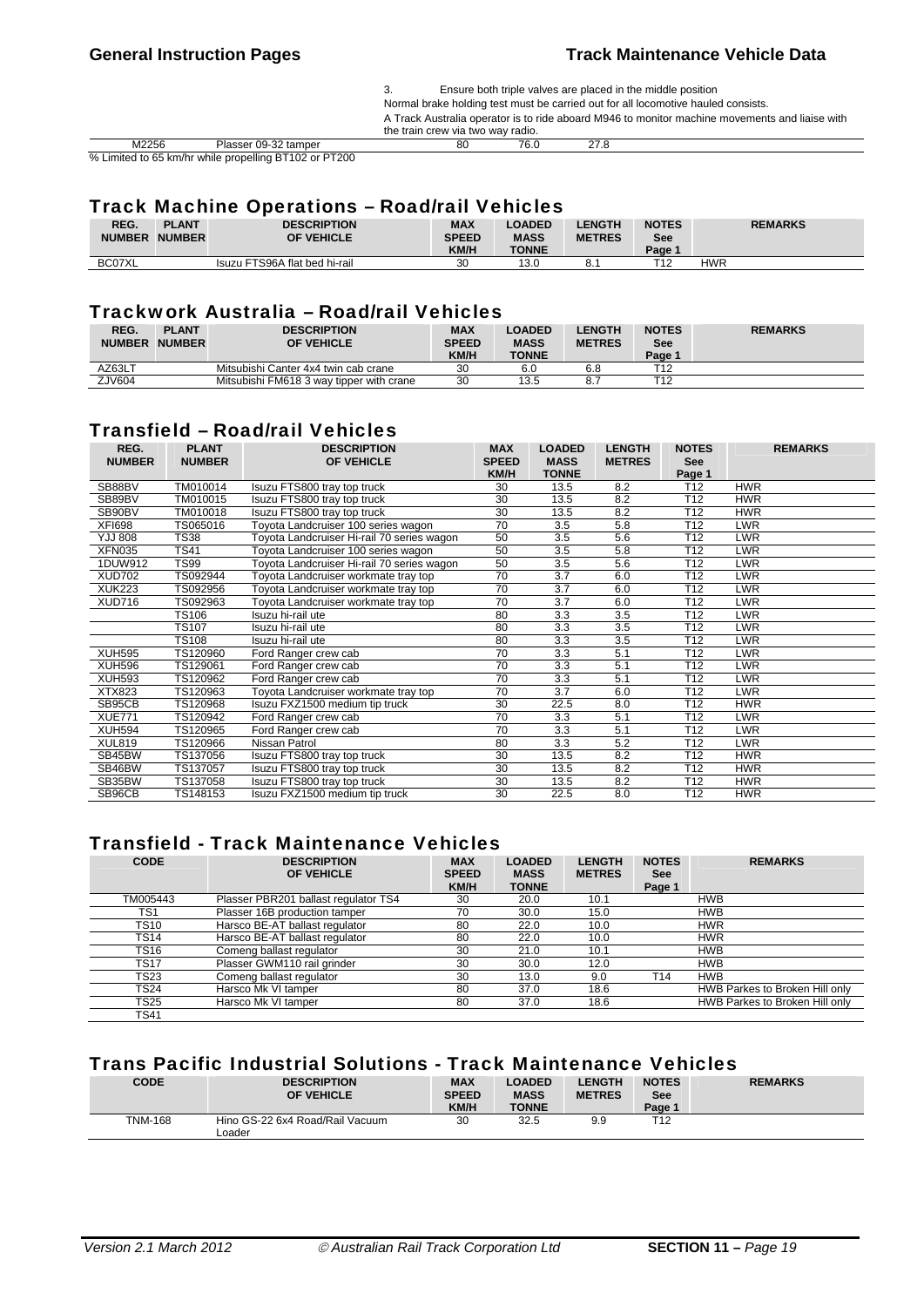3. Ensure both triple valves are placed in the middle position

Normal brake holding test must be carried out for all locomotive hauled consists.

A Track Australia operator is to ride aboard M946 to monitor machine movements and liaise with the train crew via two way radio.

| | | | | | | | |
|---|---|---|---|---|---|---|---|
| M2256 | Plasser 09-32 tamper | 80 | 76.0 | 27.8 | | | |

% Limited to 65 km/hr while propelling BT102 or PT200

## Track Machine Operations – Road/rail Vehicles

| REG. NUMBER | PLANT NUMBER | DESCRIPTION OF VEHICLE | MAX SPEED KM/H | LOADED MASS TONNE | LENGTH METRES | NOTES See Page 1 | REMARKS |
|---|---|---|---|---|---|---|---|
| BC07XL | | Isuzu FTS96A flat bed hi-rail | 30 | 13.0 | 8.1 | T12 | HWR |

## Trackwork Australia – Road/rail Vehicles

| REG. NUMBER | PLANT NUMBER | DESCRIPTION OF VEHICLE | MAX SPEED KM/H | LOADED MASS TONNE | LENGTH METRES | NOTES See Page 1 | REMARKS |
|---|---|---|---|---|---|---|---|
| AZ63LT | | Mitsubishi Canter 4x4 twin cab crane | 30 | 6.0 | 6.8 | T12 | |
| ZJV604 | | Mitsubishi FM618 3 way tipper with crane | 30 | 13.5 | 8.7 | T12 | |

## Transfield – Road/rail Vehicles

| REG. NUMBER | PLANT NUMBER | DESCRIPTION OF VEHICLE | MAX SPEED KM/H | LOADED MASS TONNE | LENGTH METRES | NOTES See Page 1 | REMARKS |
|---|---|---|---|---|---|---|---|
| SB88BV | TM010014 | Isuzu FTS800 tray top truck | 30 | 13.5 | 8.2 | T12 | HWR |
| SB89BV | TM010015 | Isuzu FTS800 tray top truck | 30 | 13.5 | 8.2 | T12 | HWR |
| SB90BV | TM010018 | Isuzu FTS800 tray top truck | 30 | 13.5 | 8.2 | T12 | HWR |
| XFI698 | TS065016 | Toyota Landcruiser 100 series wagon | 70 | 3.5 | 5.8 | T12 | LWR |
| YJJ 808 | TS38 | Toyota Landcruiser Hi-rail 70 series wagon | 50 | 3.5 | 5.6 | T12 | LWR |
| XFN035 | TS41 | Toyota Landcruiser 100 series wagon | 50 | 3.5 | 5.8 | T12 | LWR |
| 1DUW912 | TS99 | Toyota Landcruiser Hi-rail 70 series wagon | 50 | 3.5 | 5.6 | T12 | LWR |
| XUD702 | TS092944 | Toyota Landcruiser workmate tray top | 70 | 3.7 | 6.0 | T12 | LWR |
| XUK223 | TS092956 | Toyota Landcruiser workmate tray top | 70 | 3.7 | 6.0 | T12 | LWR |
| XUD716 | TS092963 | Toyota Landcruiser workmate tray top | 70 | 3.7 | 6.0 | T12 | LWR |
| | TS106 | Isuzu hi-rail ute | 80 | 3.3 | 3.5 | T12 | LWR |
| | TS107 | Isuzu hi-rail ute | 80 | 3.3 | 3.5 | T12 | LWR |
| | TS108 | Isuzu hi-rail ute | 80 | 3.3 | 3.5 | T12 | LWR |
| XUH595 | TS120960 | Ford Ranger crew cab | 70 | 3.3 | 5.1 | T12 | LWR |
| XUH596 | TS129061 | Ford Ranger crew cab | 70 | 3.3 | 5.1 | T12 | LWR |
| XUH593 | TS120962 | Ford Ranger crew cab | 70 | 3.3 | 5.1 | T12 | LWR |
| XTX823 | TS120963 | Toyota Landcruiser workmate tray top | 70 | 3.7 | 6.0 | T12 | LWR |
| SB95CB | TS120968 | Isuzu FXZ1500 medium tip truck | 30 | 22.5 | 8.0 | T12 | HWR |
| XUE771 | TS120942 | Ford Ranger crew cab | 70 | 3.3 | 5.1 | T12 | LWR |
| XUH594 | TS120965 | Ford Ranger crew cab | 70 | 3.3 | 5.1 | T12 | LWR |
| XUL819 | TS120966 | Nissan Patrol | 80 | 3.3 | 5.2 | T12 | LWR |
| SB45BW | TS137056 | Isuzu FTS800 tray top truck | 30 | 13.5 | 8.2 | T12 | HWR |
| SB46BW | TS137057 | Isuzu FTS800 tray top truck | 30 | 13.5 | 8.2 | T12 | HWR |
| SB35BW | TS137058 | Isuzu FTS800 tray top truck | 30 | 13.5 | 8.2 | T12 | HWR |
| SB96CB | TS148153 | Isuzu FXZ1500 medium tip truck | 30 | 22.5 | 8.0 | T12 | HWR |

## Transfield - Track Maintenance Vehicles

| CODE | DESCRIPTION OF VEHICLE | MAX SPEED KM/H | LOADED MASS TONNE | LENGTH METRES | NOTES See Page 1 | REMARKS |
|---|---|---|---|---|---|---|
| TM005443 | Plasser PBR201 ballast regulator TS4 | 30 | 20.0 | 10.1 | | HWB |
| TS1 | Plasser 16B production tamper | 70 | 30.0 | 15.0 | | HWB |
| TS10 | Harsco BE-AT ballast regulator | 80 | 22.0 | 10.0 | | HWR |
| TS14 | Harsco BE-AT ballast regulator | 80 | 22.0 | 10.0 | | HWR |
| TS16 | Comeng ballast regulator | 30 | 21.0 | 10.1 | | HWB |
| TS17 | Plasser GWM110 rail grinder | 30 | 30.0 | 12.0 | | HWB |
| TS23 | Comeng ballast regulator | 30 | 13.0 | 9.0 | T14 | HWB |
| TS24 | Harsco Mk VI tamper | 80 | 37.0 | 18.6 | | HWB Parkes to Broken Hill only |
| TS25 | Harsco Mk VI tamper | 80 | 37.0 | 18.6 | | HWB Parkes to Broken Hill only |
| TS41 | | | | | | |

## Trans Pacific Industrial Solutions - Track Maintenance Vehicles

| CODE | DESCRIPTION OF VEHICLE | MAX SPEED KM/H | LOADED MASS TONNE | LENGTH METRES | NOTES See Page 1 | REMARKS |
|---|---|---|---|---|---|---|
| TNM-168 | Hino GS-22 6x4 Road/Rail Vacuum Loader | 30 | 32.5 | 9.9 | T12 | |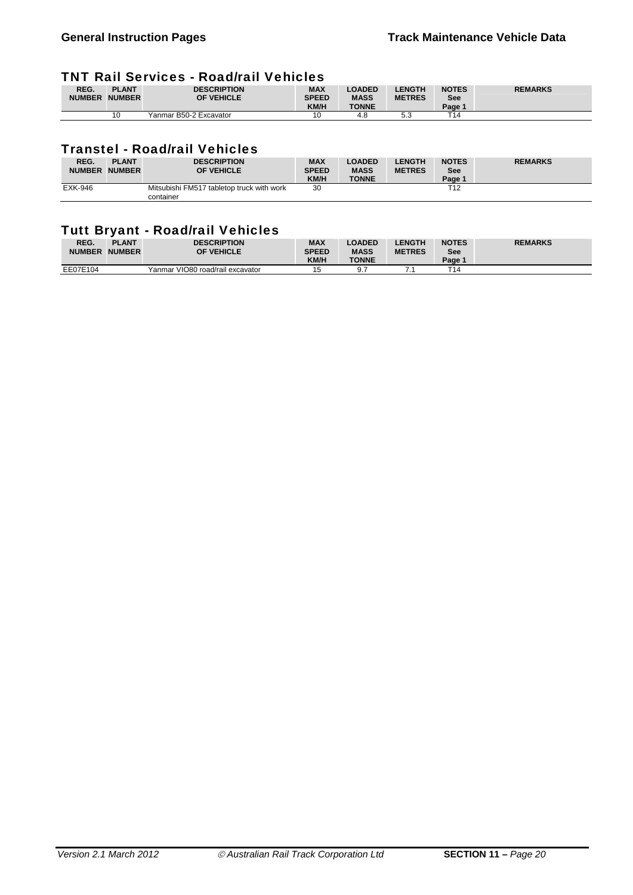## TNT Rail Services - Road/rail Vehicles

| REG. NUMBER | PLANT NUMBER | DESCRIPTION OF VEHICLE | MAX SPEED KM/H | LOADED MASS TONNE | LENGTH METRES | NOTES See Page 1 | REMARKS |
|---|---|---|---|---|---|---|---|
| | 10 | Yanmar B50-2 Excavator | 10 | 4.8 | 5.3 | T14 | |

## Transtel - Road/rail Vehicles

| REG. NUMBER | PLANT NUMBER | DESCRIPTION OF VEHICLE | MAX SPEED KM/H | LOADED MASS TONNE | LENGTH METRES | NOTES See Page 1 | REMARKS |
|---|---|---|---|---|---|---|---|
| EXK-946 | | Mitsubishi FM517 tabletop truck with work container | 30 | | | T12 | |

## Tutt Bryant - Road/rail Vehicles

| REG. NUMBER | PLANT NUMBER | DESCRIPTION OF VEHICLE | MAX SPEED KM/H | LOADED MASS TONNE | LENGTH METRES | NOTES See Page 1 | REMARKS |
|---|---|---|---|---|---|---|---|
| EE07E104 | | Yanmar VIO80 road/rail excavator | 15 | 9.7 | 7.1 | T14 | |